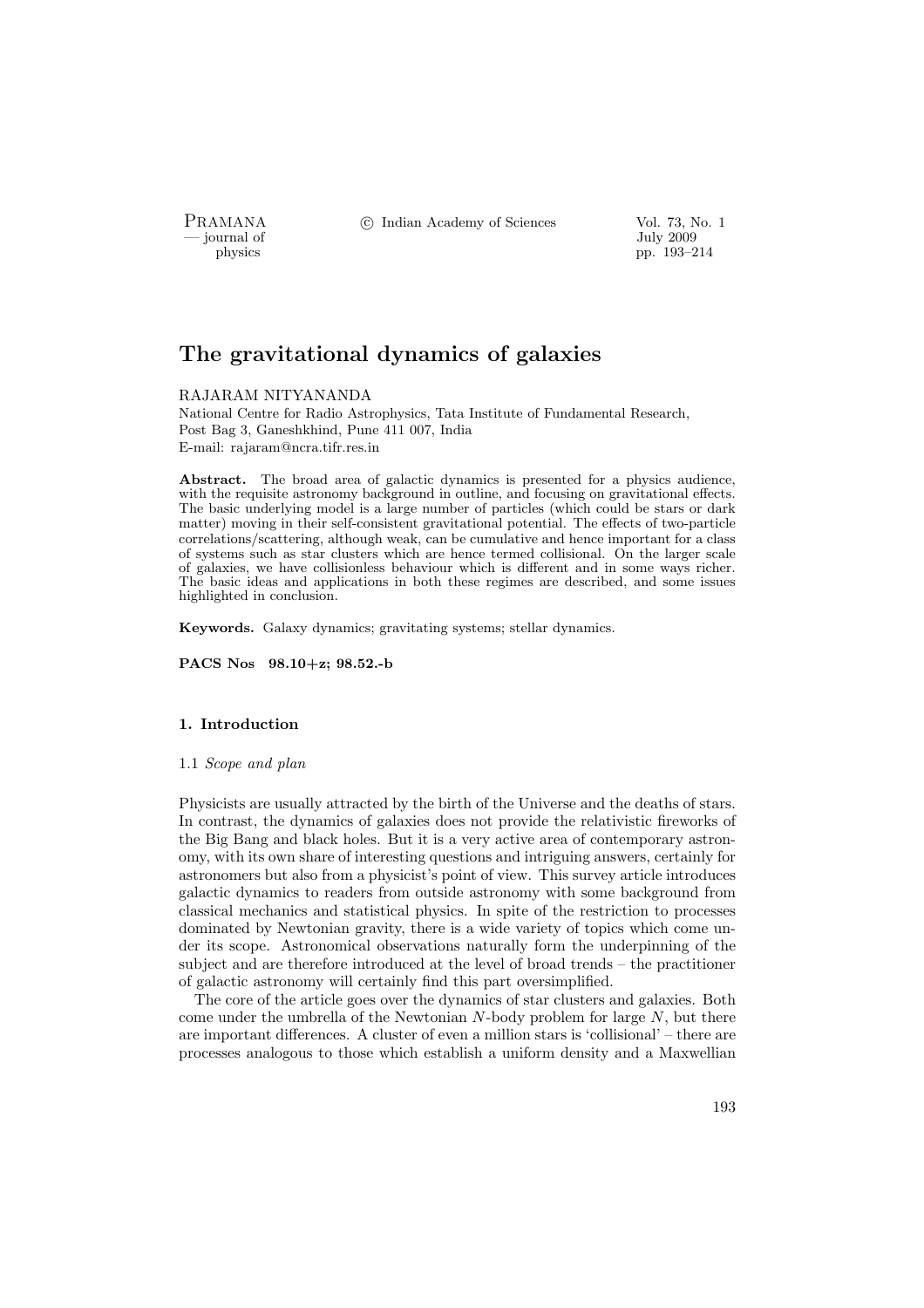# The gravitational dynamics of galaxies

RAJARAM NITYANANDA

National Centre for Radio Astrophysics, Tata Institute of Fundamental Research, Post Bag 3, Ganeshkhind, Pune 411 007, India

E-mail: rajaram@ncra.tifr.res.in

**Abstract.** The broad area of galactic dynamics is presented for a physics audience, with the requisite astronomy background in outline, and focusing on gravitational effects. The basic underlying model is a large number of particles (which could be stars or dark matter) moving in their self-consistent gravitational potential. The effects of two-particle correlations/scattering, although weak, can be cumulative and hence important for a class of systems such as star clusters which are hence termed collisional. On the larger scale of galaxies, we have collisionless behaviour which is different and in some ways richer. The basic ideas and applications in both these regimes are described, and some issues highlighted in conclusion.

**Keywords.** Galaxy dynamics; gravitating systems; stellar dynamics.

**PACS Nos 98.10+z; 98.52.-b**

## 1. Introduction

### 1.1 *Scope and plan*

Physicists are usually attracted by the birth of the Universe and the deaths of stars. In contrast, the dynamics of galaxies does not provide the relativistic fireworks of the Big Bang and black holes. But it is a very active area of contemporary astronomy, with its own share of interesting questions and intriguing answers, certainly for astronomers but also from a physicist's point of view. This survey article introduces galactic dynamics to readers from outside astronomy with some background from classical mechanics and statistical physics. In spite of the restriction to processes dominated by Newtonian gravity, there is a wide variety of topics which come under its scope. Astronomical observations naturally form the underpinning of the subject and are therefore introduced at the level of broad trends – the practitioner of galactic astronomy will certainly find this part oversimplified.

The core of the article goes over the dynamics of star clusters and galaxies. Both come under the umbrella of the Newtonian $N$-body problem for large $N$, but there are important differences. A cluster of even a million stars is 'collisional' – there are processes analogous to those which establish a uniform density and a Maxwellian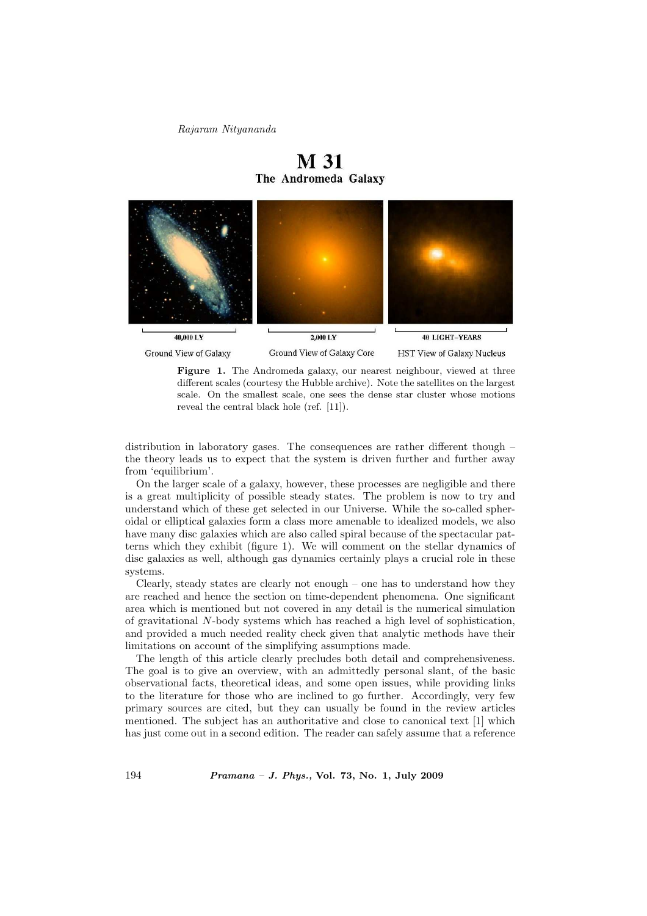# M 31

## The Andromeda Galaxy

40,000 LY — Ground View of Galaxy

2,000 LY — Ground View of Galaxy Core

40 LIGHT–YEARS — HST View of Galaxy Nucleus

**Figure 1.** The Andromeda galaxy, our nearest neighbour, viewed at three different scales (courtesy the Hubble archive). Note the satellites on the largest scale. On the smallest scale, one sees the dense star cluster whose motions reveal the central black hole (ref. [11]).

distribution in laboratory gases. The consequences are rather different though – the theory leads us to expect that the system is driven further and further away from 'equilibrium'.

On the larger scale of a galaxy, however, these processes are negligible and there is a great multiplicity of possible steady states. The problem is now to try and understand which of these get selected in our Universe. While the so-called spheroidal or elliptical galaxies form a class more amenable to idealized models, we also have many disc galaxies which are also called spiral because of the spectacular patterns which they exhibit (figure 1). We will comment on the stellar dynamics of disc galaxies as well, although gas dynamics certainly plays a crucial role in these systems.

Clearly, steady states are clearly not enough – one has to understand how they are reached and hence the section on time-dependent phenomena. One significant area which is mentioned but not covered in any detail is the numerical simulation of gravitational $N$-body systems which has reached a high level of sophistication, and provided a much needed reality check given that analytic methods have their limitations on account of the simplifying assumptions made.

The length of this article clearly precludes both detail and comprehensiveness. The goal is to give an overview, with an admittedly personal slant, of the basic observational facts, theoretical ideas, and some open issues, while providing links to the literature for those who are inclined to go further. Accordingly, very few primary sources are cited, but they can usually be found in the review articles mentioned. The subject has an authoritative and close to canonical text [1] which has just come out in a second edition. The reader can safely assume that a reference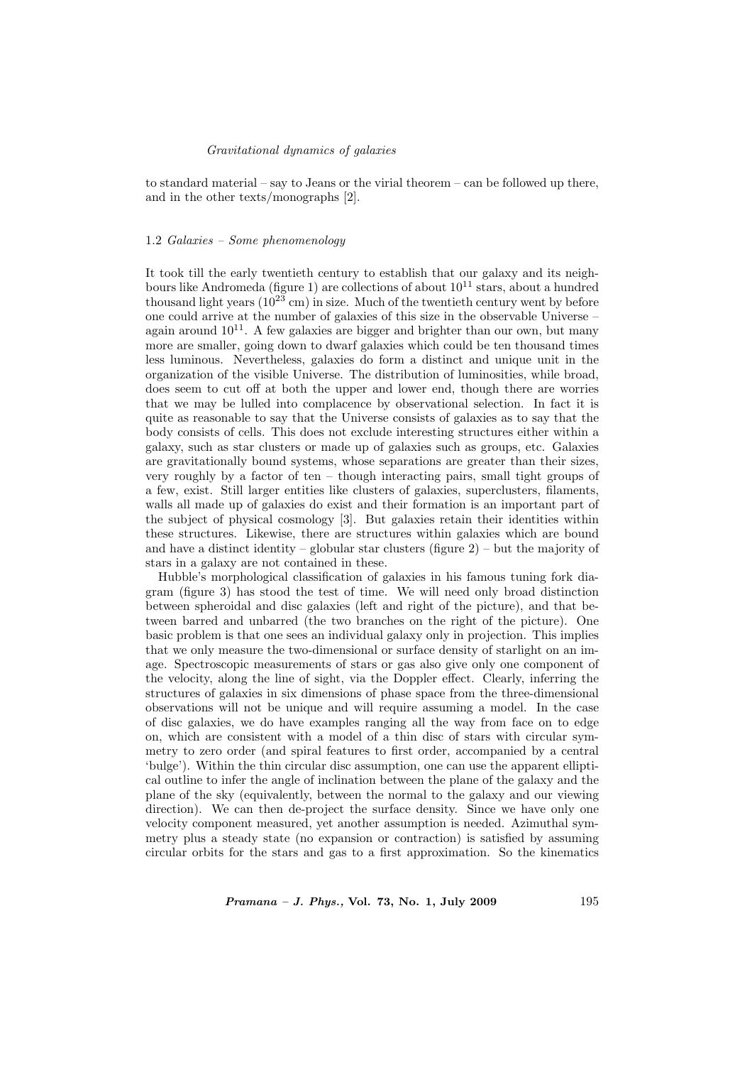to standard material – say to Jeans or the virial theorem – can be followed up there, and in the other texts/monographs [2].

### 1.2 *Galaxies – Some phenomenology*

It took till the early twentieth century to establish that our galaxy and its neighbours like Andromeda (figure 1) are collections of about $10^{11}$ stars, about a hundred thousand light years ($10^{23}$ cm) in size. Much of the twentieth century went by before one could arrive at the number of galaxies of this size in the observable Universe – again around $10^{11}$. A few galaxies are bigger and brighter than our own, but many more are smaller, going down to dwarf galaxies which could be ten thousand times less luminous. Nevertheless, galaxies do form a distinct and unique unit in the organization of the visible Universe. The distribution of luminosities, while broad, does seem to cut off at both the upper and lower end, though there are worries that we may be lulled into complacence by observational selection. In fact it is quite as reasonable to say that the Universe consists of galaxies as to say that the body consists of cells. This does not exclude interesting structures either within a galaxy, such as star clusters or made up of galaxies such as groups, etc. Galaxies are gravitationally bound systems, whose separations are greater than their sizes, very roughly by a factor of ten – though interacting pairs, small tight groups of a few, exist. Still larger entities like clusters of galaxies, superclusters, filaments, walls all made up of galaxies do exist and their formation is an important part of the subject of physical cosmology [3]. But galaxies retain their identities within these structures. Likewise, there are structures within galaxies which are bound and have a distinct identity – globular star clusters (figure 2) – but the majority of stars in a galaxy are not contained in these.

Hubble's morphological classification of galaxies in his famous tuning fork diagram (figure 3) has stood the test of time. We will need only broad distinction between spheroidal and disc galaxies (left and right of the picture), and that between barred and unbarred (the two branches on the right of the picture). One basic problem is that one sees an individual galaxy only in projection. This implies that we only measure the two-dimensional or surface density of starlight on an image. Spectroscopic measurements of stars or gas also give only one component of the velocity, along the line of sight, via the Doppler effect. Clearly, inferring the structures of galaxies in six dimensions of phase space from the three-dimensional observations will not be unique and will require assuming a model. In the case of disc galaxies, we do have examples ranging all the way from face on to edge on, which are consistent with a model of a thin disc of stars with circular symmetry to zero order (and spiral features to first order, accompanied by a central 'bulge'). Within the thin circular disc assumption, one can use the apparent elliptical outline to infer the angle of inclination between the plane of the galaxy and the plane of the sky (equivalently, between the normal to the galaxy and our viewing direction). We can then de-project the surface density. Since we have only one velocity component measured, yet another assumption is needed. Azimuthal symmetry plus a steady state (no expansion or contraction) is satisfied by assuming circular orbits for the stars and gas to a first approximation. So the kinematics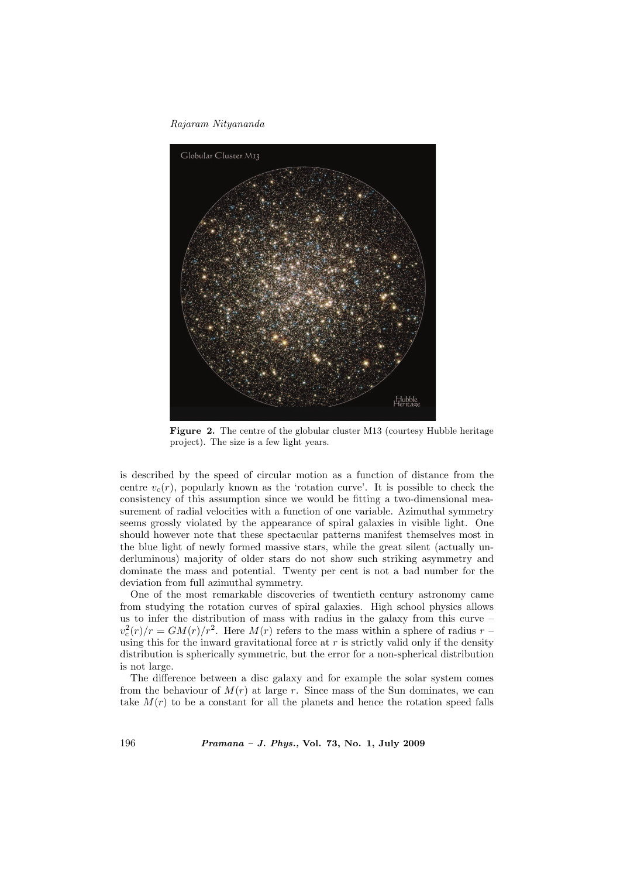**Figure 2.** The centre of the globular cluster M13 (courtesy Hubble heritage project). The size is a few light years.

is described by the speed of circular motion as a function of distance from the centre $v_c(r)$, popularly known as the 'rotation curve'. It is possible to check the consistency of this assumption since we would be fitting a two-dimensional measurement of radial velocities with a function of one variable. Azimuthal symmetry seems grossly violated by the appearance of spiral galaxies in visible light. One should however note that these spectacular patterns manifest themselves most in the blue light of newly formed massive stars, while the great silent (actually underluminous) majority of older stars do not show such striking asymmetry and dominate the mass and potential. Twenty per cent is not a bad number for the deviation from full azimuthal symmetry.

One of the most remarkable discoveries of twentieth century astronomy came from studying the rotation curves of spiral galaxies. High school physics allows us to infer the distribution of mass with radius in the galaxy from this curve – $v_c^2(r)/r = GM(r)/r^2$. Here $M(r)$ refers to the mass within a sphere of radius $r$ – using this for the inward gravitational force at $r$ is strictly valid only if the density distribution is spherically symmetric, but the error for a non-spherical distribution is not large.

The difference between a disc galaxy and for example the solar system comes from the behaviour of $M(r)$ at large $r$. Since mass of the Sun dominates, we can take $M(r)$ to be a constant for all the planets and hence the rotation speed falls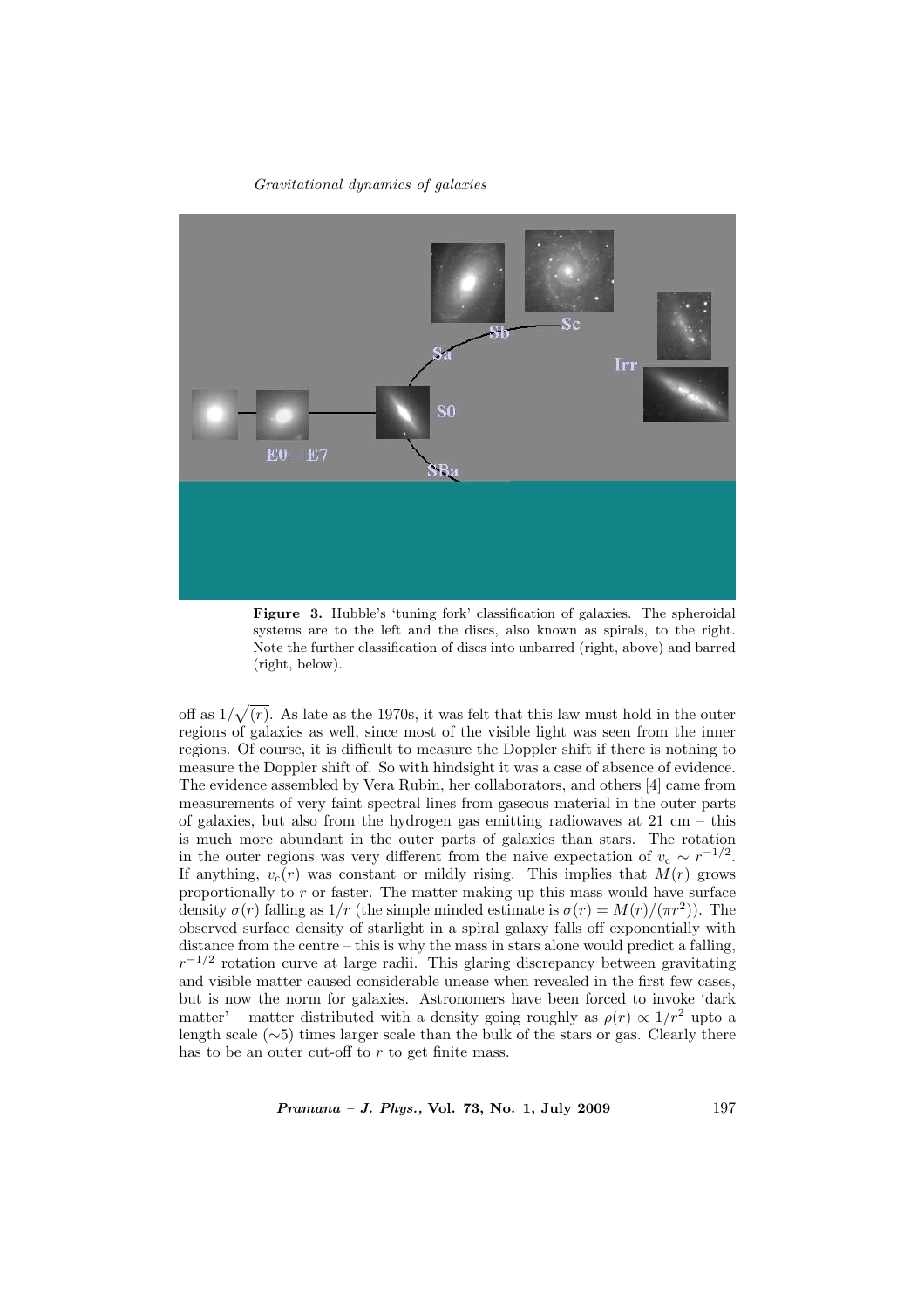Figure 3. Hubble's 'tuning fork' classification of galaxies. The spheroidal systems are to the left and the discs, also known as spirals, to the right. Note the further classification of discs into unbarred (right, above) and barred (right, below).

off as $1/\sqrt{(r)}$. As late as the 1970s, it was felt that this law must hold in the outer regions of galaxies as well, since most of the visible light was seen from the inner regions. Of course, it is difficult to measure the Doppler shift if there is nothing to measure the Doppler shift of. So with hindsight it was a case of absence of evidence. The evidence assembled by Vera Rubin, her collaborators, and others [4] came from measurements of very faint spectral lines from gaseous material in the outer parts of galaxies, but also from the hydrogen gas emitting radiowaves at 21 cm – this is much more abundant in the outer parts of galaxies than stars. The rotation in the outer regions was very different from the naive expectation of $v_c \sim r^{-1/2}$. If anything, $v_c(r)$ was constant or mildly rising. This implies that $M(r)$ grows proportionally to $r$ or faster. The matter making up this mass would have surface density $\sigma(r)$ falling as $1/r$ (the simple minded estimate is $\sigma(r) = M(r)/(\pi r^2)$). The observed surface density of starlight in a spiral galaxy falls off exponentially with distance from the centre – this is why the mass in stars alone would predict a falling, $r^{-1/2}$ rotation curve at large radii. This glaring discrepancy between gravitating and visible matter caused considerable unease when revealed in the first few cases, but is now the norm for galaxies. Astronomers have been forced to invoke 'dark matter' – matter distributed with a density going roughly as $\rho(r) \propto 1/r^2$ upto a length scale ($\sim$5) times larger scale than the bulk of the stars or gas. Clearly there has to be an outer cut-off to $r$ to get finite mass.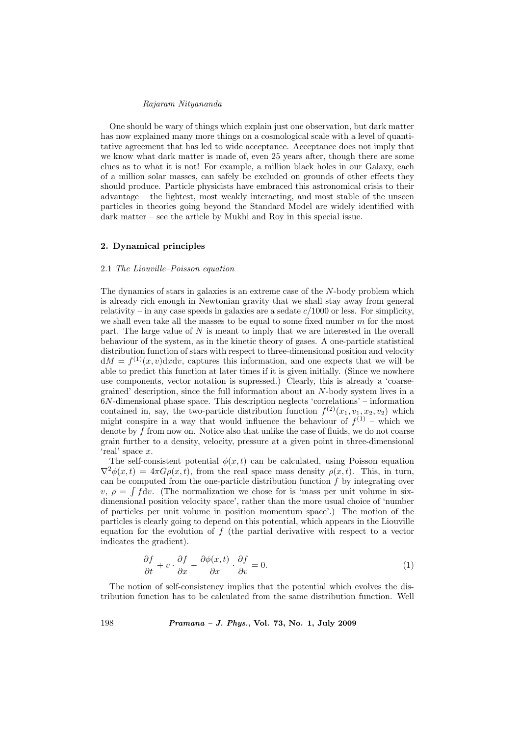One should be wary of things which explain just one observation, but dark matter has now explained many more things on a cosmological scale with a level of quantitative agreement that has led to wide acceptance. Acceptance does not imply that we know what dark matter is made of, even 25 years after, though there are some clues as to what it is not! For example, a million black holes in our Galaxy, each of a million solar masses, can safely be excluded on grounds of other effects they should produce. Particle physicists have embraced this astronomical crisis to their advantage – the lightest, most weakly interacting, and most stable of the unseen particles in theories going beyond the Standard Model are widely identified with dark matter – see the article by Mukhi and Roy in this special issue.

## 2. Dynamical principles

### 2.1 *The Liouville–Poisson equation*

The dynamics of stars in galaxies is an extreme case of the $N$-body problem which is already rich enough in Newtonian gravity that we shall stay away from general relativity – in any case speeds in galaxies are a sedate $c/1000$ or less. For simplicity, we shall even take all the masses to be equal to some fixed number $m$ for the most part. The large value of $N$ is meant to imply that we are interested in the overall behaviour of the system, as in the kinetic theory of gases. A one-particle statistical distribution function of stars with respect to three-dimensional position and velocity $\mathrm{d}M = f^{(1)}(x,v)\mathrm{d}x\mathrm{d}v$, captures this information, and one expects that we will be able to predict this function at later times if it is given initially. (Since we nowhere use components, vector notation is supressed.) Clearly, this is already a 'coarse-grained' description, since the full information about an $N$-body system lives in a $6N$-dimensional phase space. This description neglects 'correlations' – information contained in, say, the two-particle distribution function $f^{(2)}(x_1,v_1,x_2,v_2)$ which might conspire in a way that would influence the behaviour of $f^{(1)}$ – which we denote by $f$ from now on. Notice also that unlike the case of fluids, we do not coarse grain further to a density, velocity, pressure at a given point in three-dimensional 'real' space $x$.

The self-consistent potential $\phi(x,t)$ can be calculated, using Poisson equation $\nabla^2\phi(x,t) = 4\pi G\rho(x,t)$, from the real space mass density $\rho(x,t)$. This, in turn, can be computed from the one-particle distribution function $f$ by integrating over $v$, $\rho = \int f\mathrm{d}v$. (The normalization we chose for is 'mass per unit volume in six-dimensional position velocity space', rather than the more usual choice of 'number of particles per unit volume in position–momentum space'.) The motion of the particles is clearly going to depend on this potential, which appears in the Liouville equation for the evolution of $f$ (the partial derivative with respect to a vector indicates the gradient).

$$\frac{\partial f}{\partial t} + v \cdot \frac{\partial f}{\partial x} - \frac{\partial \phi(x,t)}{\partial x} \cdot \frac{\partial f}{\partial v} = 0. \tag{1}$$

The notion of self-consistency implies that the potential which evolves the distribution function has to be calculated from the same distribution function. Well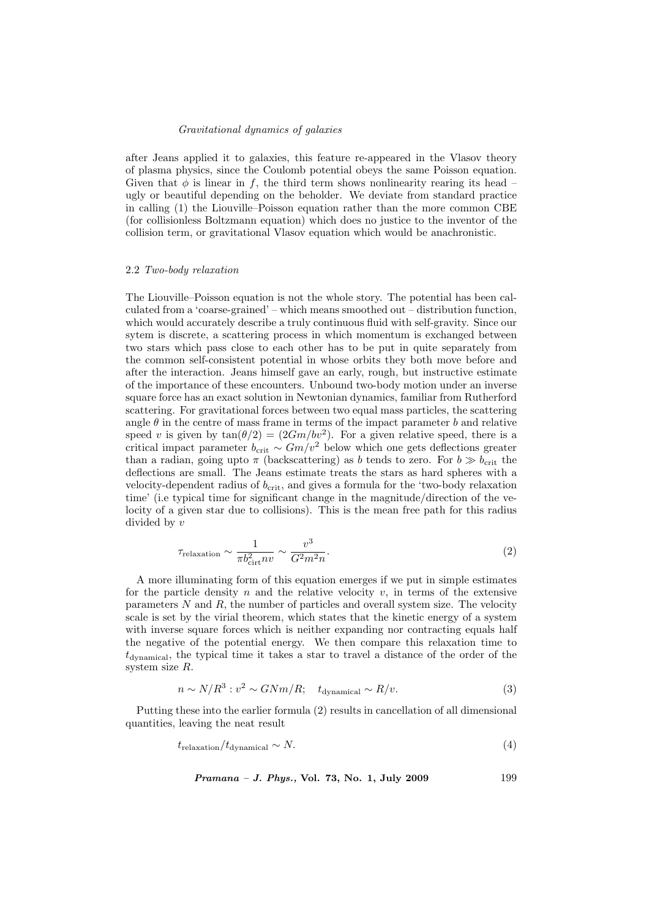after Jeans applied it to galaxies, this feature re-appeared in the Vlasov theory of plasma physics, since the Coulomb potential obeys the same Poisson equation. Given that $\phi$ is linear in $f$, the third term shows nonlinearity rearing its head – ugly or beautiful depending on the beholder. We deviate from standard practice in calling (1) the Liouville–Poisson equation rather than the more common CBE (for collisionless Boltzmann equation) which does no justice to the inventor of the collision term, or gravitational Vlasov equation which would be anachronistic.

### 2.2 *Two-body relaxation*

The Liouville–Poisson equation is not the whole story. The potential has been calculated from a 'coarse-grained' – which means smoothed out – distribution function, which would accurately describe a truly continuous fluid with self-gravity. Since our sytem is discrete, a scattering process in which momentum is exchanged between two stars which pass close to each other has to be put in quite separately from the common self-consistent potential in whose orbits they both move before and after the interaction. Jeans himself gave an early, rough, but instructive estimate of the importance of these encounters. Unbound two-body motion under an inverse square force has an exact solution in Newtonian dynamics, familiar from Rutherford scattering. For gravitational forces between two equal mass particles, the scattering angle $\theta$ in the centre of mass frame in terms of the impact parameter $b$ and relative speed $v$ is given by $\tan(\theta/2) = (2Gm/bv^2)$. For a given relative speed, there is a critical impact parameter $b_{\mathrm{crit}} \sim Gm/v^2$ below which one gets deflections greater than a radian, going upto $\pi$ (backscattering) as $b$ tends to zero. For $b \gg b_{\mathrm{crit}}$ the deflections are small. The Jeans estimate treats the stars as hard spheres with a velocity-dependent radius of $b_{\mathrm{crit}}$, and gives a formula for the 'two-body relaxation time' (i.e typical time for significant change in the magnitude/direction of the velocity of a given star due to collisions). This is the mean free path for this radius divided by $v$

$$\tau_{\mathrm{relaxation}} \sim \frac{1}{\pi b_{\mathrm{cirt}}^2 n v} \sim \frac{v^3}{G^2 m^2 n}. \tag{2}$$

A more illuminating form of this equation emerges if we put in simple estimates for the particle density $n$ and the relative velocity $v$, in terms of the extensive parameters $N$ and $R$, the number of particles and overall system size. The velocity scale is set by the virial theorem, which states that the kinetic energy of a system with inverse square forces which is neither expanding nor contracting equals half the negative of the potential energy. We then compare this relaxation time to $t_{\mathrm{dynamical}}$, the typical time it takes a star to travel a distance of the order of the system size $R$.

$$n \sim N/R^3 : v^2 \sim GNm/R; \quad t_{\mathrm{dynamical}} \sim R/v. \tag{3}$$

Putting these into the earlier formula (2) results in cancellation of all dimensional quantities, leaving the neat result

$$t_{\mathrm{relaxation}}/t_{\mathrm{dynamical}} \sim N. \tag{4}$$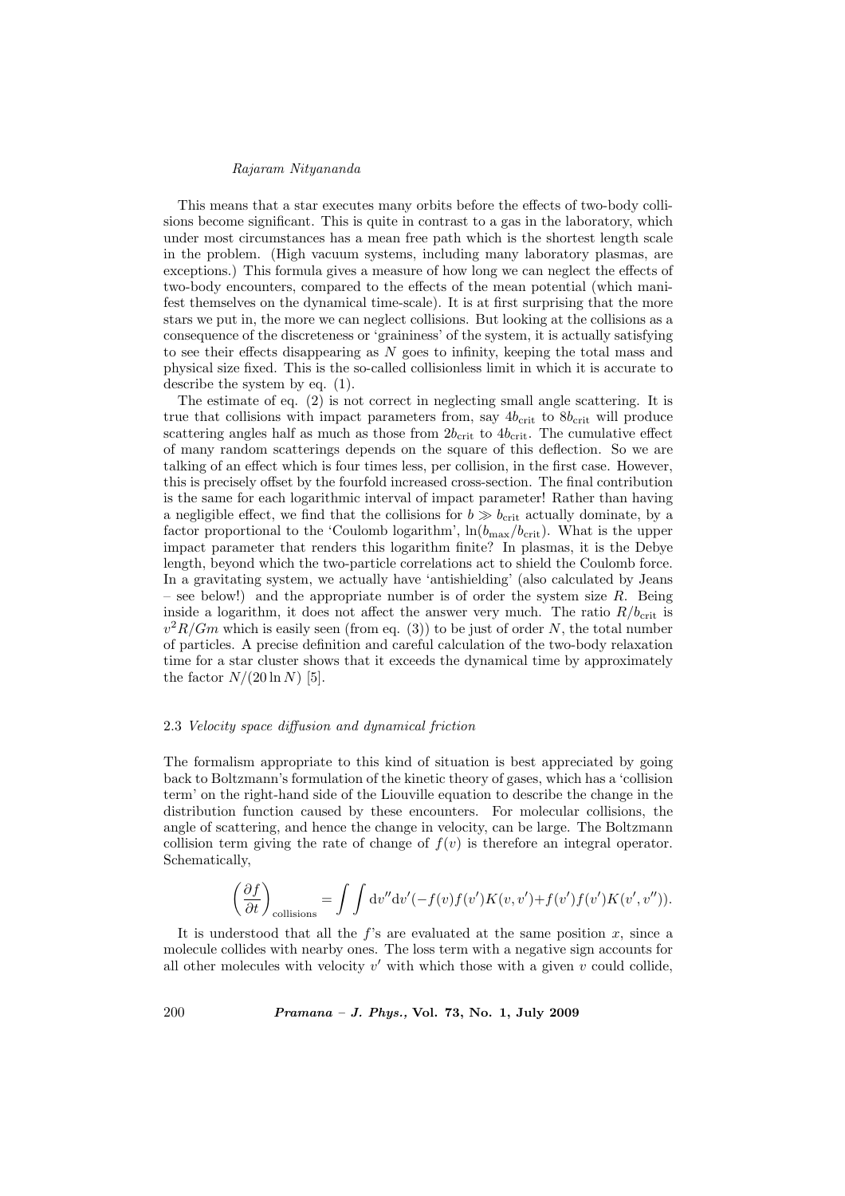This means that a star executes many orbits before the effects of two-body collisions become significant. This is quite in contrast to a gas in the laboratory, which under most circumstances has a mean free path which is the shortest length scale in the problem. (High vacuum systems, including many laboratory plasmas, are exceptions.) This formula gives a measure of how long we can neglect the effects of two-body encounters, compared to the effects of the mean potential (which manifest themselves on the dynamical time-scale). It is at first surprising that the more stars we put in, the more we can neglect collisions. But looking at the collisions as a consequence of the discreteness or 'graininess' of the system, it is actually satisfying to see their effects disappearing as $N$ goes to infinity, keeping the total mass and physical size fixed. This is the so-called collisionless limit in which it is accurate to describe the system by eq. (1).

The estimate of eq. (2) is not correct in neglecting small angle scattering. It is true that collisions with impact parameters from, say $4b_{\rm crit}$ to $8b_{\rm crit}$ will produce scattering angles half as much as those from $2b_{\rm crit}$ to $4b_{\rm crit}$. The cumulative effect of many random scatterings depends on the square of this deflection. So we are talking of an effect which is four times less, per collision, in the first case. However, this is precisely offset by the fourfold increased cross-section. The final contribution is the same for each logarithmic interval of impact parameter! Rather than having a negligible effect, we find that the collisions for $b \gg b_{\rm crit}$ actually dominate, by a factor proportional to the 'Coulomb logarithm', $\ln(b_{\rm max}/b_{\rm crit})$. What is the upper impact parameter that renders this logarithm finite? In plasmas, it is the Debye length, beyond which the two-particle correlations act to shield the Coulomb force. In a gravitating system, we actually have 'antishielding' (also calculated by Jeans – see below!) and the appropriate number is of order the system size $R$. Being inside a logarithm, it does not affect the answer very much. The ratio $R/b_{\rm crit}$ is $v^2R/Gm$ which is easily seen (from eq. (3)) to be just of order $N$, the total number of particles. A precise definition and careful calculation of the two-body relaxation time for a star cluster shows that it exceeds the dynamical time by approximately the factor $N/(20\ln N)$ [5].

### 2.3 *Velocity space diffusion and dynamical friction*

The formalism appropriate to this kind of situation is best appreciated by going back to Boltzmann's formulation of the kinetic theory of gases, which has a 'collision term' on the right-hand side of the Liouville equation to describe the change in the distribution function caused by these encounters. For molecular collisions, the angle of scattering, and hence the change in velocity, can be large. The Boltzmann collision term giving the rate of change of $f(v)$ is therefore an integral operator. Schematically,

$$\left(\frac{\partial f}{\partial t}\right)_{\rm collisions} = \int\int {\rm d}v''{\rm d}v'(-f(v)f(v')K(v,v') + f(v')f(v')K(v',v'')).$$

It is understood that all the $f$'s are evaluated at the same position $x$, since a molecule collides with nearby ones. The loss term with a negative sign accounts for all other molecules with velocity $v'$ with which those with a given $v$ could collide,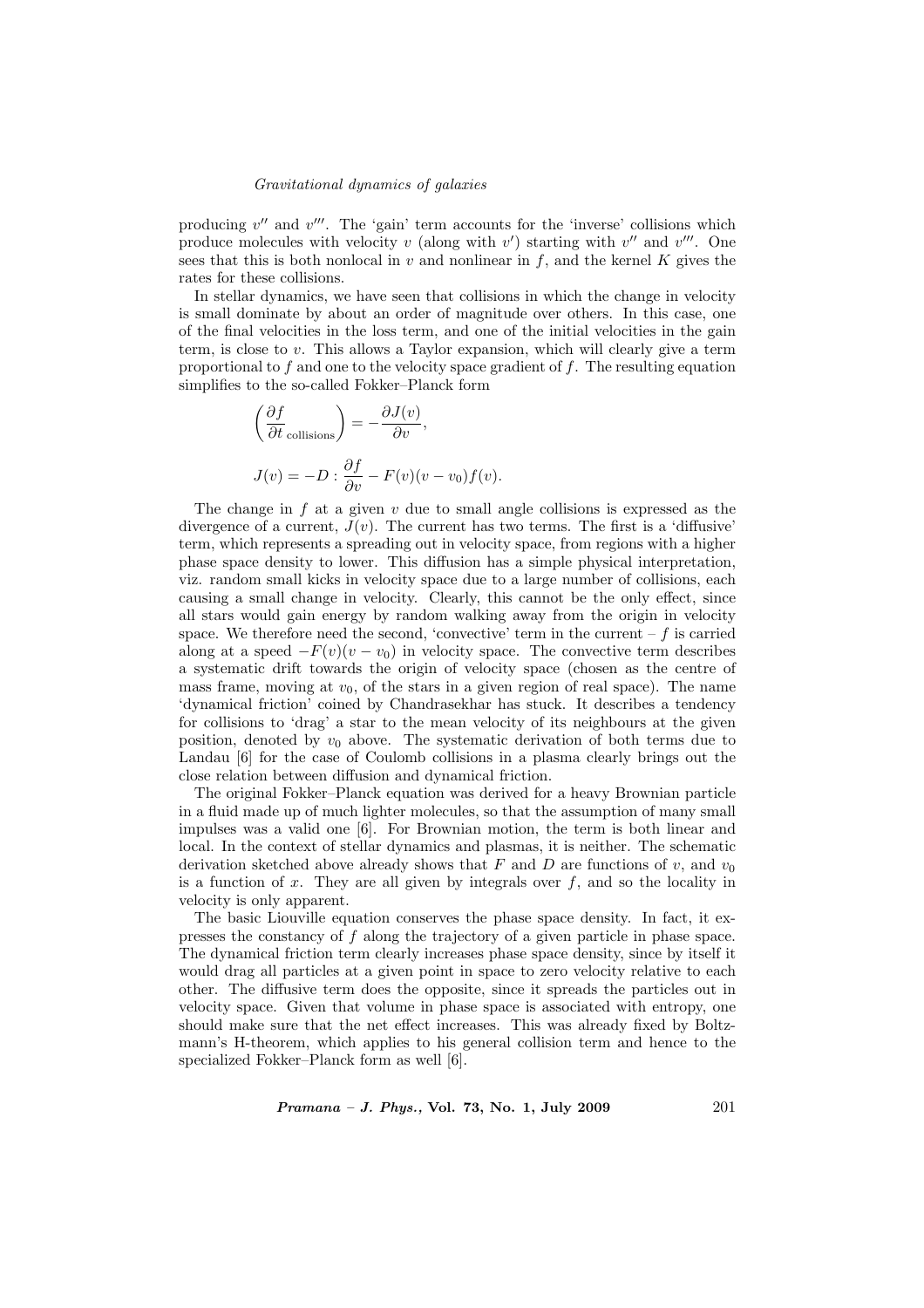producing $v''$ and $v'''$. The 'gain' term accounts for the 'inverse' collisions which produce molecules with velocity $v$ (along with $v'$) starting with $v''$ and $v'''$. One sees that this is both nonlocal in $v$ and nonlinear in $f$, and the kernel $K$ gives the rates for these collisions.

In stellar dynamics, we have seen that collisions in which the change in velocity is small dominate by about an order of magnitude over others. In this case, one of the final velocities in the loss term, and one of the initial velocities in the gain term, is close to $v$. This allows a Taylor expansion, which will clearly give a term proportional to $f$ and one to the velocity space gradient of $f$. The resulting equation simplifies to the so-called Fokker–Planck form

$$\left(\frac{\partial f}{\partial t}_{\text{collisions}}\right) = -\frac{\partial J(v)}{\partial v},$$

$$J(v) = -D : \frac{\partial f}{\partial v} - F(v)(v - v_0)f(v).$$

The change in $f$ at a given $v$ due to small angle collisions is expressed as the divergence of a current, $J(v)$. The current has two terms. The first is a 'diffusive' term, which represents a spreading out in velocity space, from regions with a higher phase space density to lower. This diffusion has a simple physical interpretation, viz. random small kicks in velocity space due to a large number of collisions, each causing a small change in velocity. Clearly, this cannot be the only effect, since all stars would gain energy by random walking away from the origin in velocity space. We therefore need the second, 'convective' term in the current – $f$ is carried along at a speed $-F(v)(v - v_0)$ in velocity space. The convective term describes a systematic drift towards the origin of velocity space (chosen as the centre of mass frame, moving at $v_0$, of the stars in a given region of real space). The name 'dynamical friction' coined by Chandrasekhar has stuck. It describes a tendency for collisions to 'drag' a star to the mean velocity of its neighbours at the given position, denoted by $v_0$ above. The systematic derivation of both terms due to Landau [6] for the case of Coulomb collisions in a plasma clearly brings out the close relation between diffusion and dynamical friction.

The original Fokker–Planck equation was derived for a heavy Brownian particle in a fluid made up of much lighter molecules, so that the assumption of many small impulses was a valid one [6]. For Brownian motion, the term is both linear and local. In the context of stellar dynamics and plasmas, it is neither. The schematic derivation sketched above already shows that $F$ and $D$ are functions of $v$, and $v_0$ is a function of $x$. They are all given by integrals over $f$, and so the locality in velocity is only apparent.

The basic Liouville equation conserves the phase space density. In fact, it expresses the constancy of $f$ along the trajectory of a given particle in phase space. The dynamical friction term clearly increases phase space density, since by itself it would drag all particles at a given point in space to zero velocity relative to each other. The diffusive term does the opposite, since it spreads the particles out in velocity space. Given that volume in phase space is associated with entropy, one should make sure that the net effect increases. This was already fixed by Boltzmann's H-theorem, which applies to his general collision term and hence to the specialized Fokker–Planck form as well [6].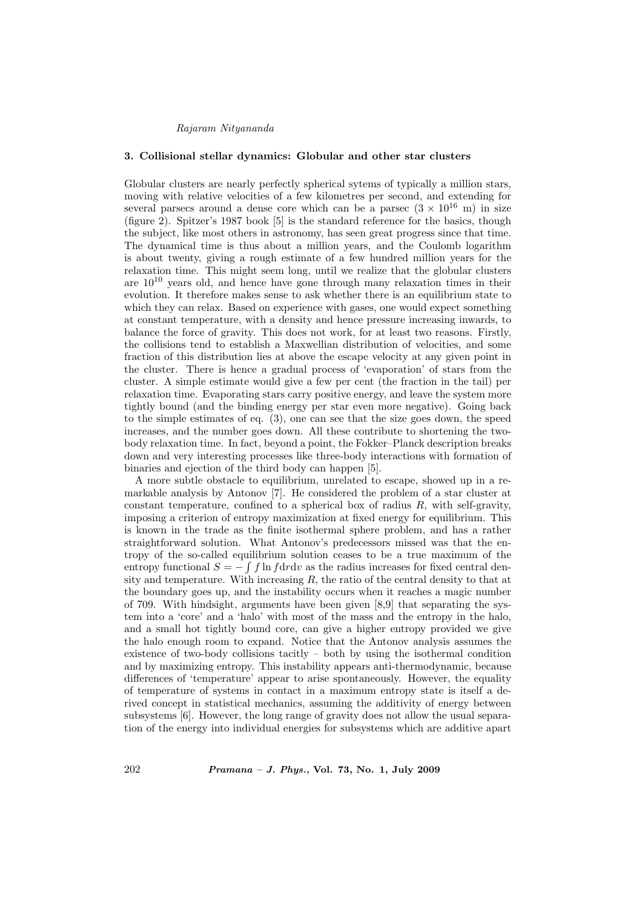### 3. Collisional stellar dynamics: Globular and other star clusters

Globular clusters are nearly perfectly spherical sytems of typically a million stars, moving with relative velocities of a few kilometres per second, and extending for several parsecs around a dense core which can be a parsec ($3 \times 10^{16}$ m) in size (figure 2). Spitzer's 1987 book [5] is the standard reference for the basics, though the subject, like most others in astronomy, has seen great progress since that time. The dynamical time is thus about a million years, and the Coulomb logarithm is about twenty, giving a rough estimate of a few hundred million years for the relaxation time. This might seem long, until we realize that the globular clusters are $10^{10}$ years old, and hence have gone through many relaxation times in their evolution. It therefore makes sense to ask whether there is an equilibrium state to which they can relax. Based on experience with gases, one would expect something at constant temperature, with a density and hence pressure increasing inwards, to balance the force of gravity. This does not work, for at least two reasons. Firstly, the collisions tend to establish a Maxwellian distribution of velocities, and some fraction of this distribution lies at above the escape velocity at any given point in the cluster. There is hence a gradual process of 'evaporation' of stars from the cluster. A simple estimate would give a few per cent (the fraction in the tail) per relaxation time. Evaporating stars carry positive energy, and leave the system more tightly bound (and the binding energy per star even more negative). Going back to the simple estimates of eq. (3), one can see that the size goes down, the speed increases, and the number goes down. All these contribute to shortening the two-body relaxation time. In fact, beyond a point, the Fokker–Planck description breaks down and very interesting processes like three-body interactions with formation of binaries and ejection of the third body can happen [5].

A more subtle obstacle to equilibrium, unrelated to escape, showed up in a remarkable analysis by Antonov [7]. He considered the problem of a star cluster at constant temperature, confined to a spherical box of radius $R$, with self-gravity, imposing a criterion of entropy maximization at fixed energy for equilibrium. This is known in the trade as the finite isothermal sphere problem, and has a rather straightforward solution. What Antonov's predecessors missed was that the entropy of the so-called equilibrium solution ceases to be a true maximum of the entropy functional $S = -\int f \ln f \mathrm{d}r\mathrm{d}v$ as the radius increases for fixed central density and temperature. With increasing $R$, the ratio of the central density to that at the boundary goes up, and the instability occurs when it reaches a magic number of 709. With hindsight, arguments have been given [8,9] that separating the system into a 'core' and a 'halo' with most of the mass and the entropy in the halo, and a small hot tightly bound core, can give a higher entropy provided we give the halo enough room to expand. Notice that the Antonov analysis assumes the existence of two-body collisions tacitly – both by using the isothermal condition and by maximizing entropy. This instability appears anti-thermodynamic, because differences of 'temperature' appear to arise spontaneously. However, the equality of temperature of systems in contact in a maximum entropy state is itself a derived concept in statistical mechanics, assuming the additivity of energy between subsystems [6]. However, the long range of gravity does not allow the usual separation of the energy into individual energies for subsystems which are additive apart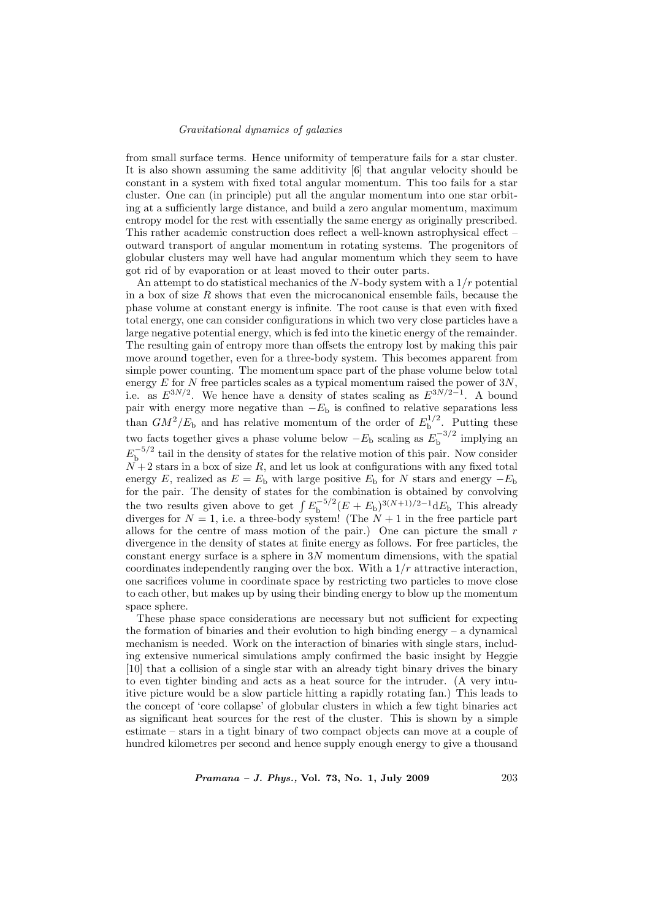from small surface terms. Hence uniformity of temperature fails for a star cluster. It is also shown assuming the same additivity [6] that angular velocity should be constant in a system with fixed total angular momentum. This too fails for a star cluster. One can (in principle) put all the angular momentum into one star orbiting at a sufficiently large distance, and build a zero angular momentum, maximum entropy model for the rest with essentially the same energy as originally prescribed. This rather academic construction does reflect a well-known astrophysical effect – outward transport of angular momentum in rotating systems. The progenitors of globular clusters may well have had angular momentum which they seem to have got rid of by evaporation or at least moved to their outer parts.

An attempt to do statistical mechanics of the $N$-body system with a $1/r$ potential in a box of size $R$ shows that even the microcanonical ensemble fails, because the phase volume at constant energy is infinite. The root cause is that even with fixed total energy, one can consider configurations in which two very close particles have a large negative potential energy, which is fed into the kinetic energy of the remainder. The resulting gain of entropy more than offsets the entropy lost by making this pair move around together, even for a three-body system. This becomes apparent from simple power counting. The momentum space part of the phase volume below total energy $E$ for $N$ free particles scales as a typical momentum raised the power of $3N$, i.e. as $E^{3N/2}$. We hence have a density of states scaling as $E^{3N/2-1}$. A bound pair with energy more negative than $-E_{\rm b}$ is confined to relative separations less than $GM^2/E_{\rm b}$ and has relative momentum of the order of $E_{\rm b}^{1/2}$. Putting these two facts together gives a phase volume below $-E_{\rm b}$ scaling as $E_{\rm b}^{-3/2}$ implying an $E_{\rm b}^{-5/2}$ tail in the density of states for the relative motion of this pair. Now consider $N+2$ stars in a box of size $R$, and let us look at configurations with any fixed total energy $E$, realized as $E = E_{\rm b}$ with large positive $E_{\rm b}$ for $N$ stars and energy $-E_{\rm b}$ for the pair. The density of states for the combination is obtained by convolving the two results given above to get $\int E_{\rm b}^{-5/2}(E + E_{\rm b})^{3(N+1)/2-1}{\rm d}E_{\rm b}$ This already diverges for $N = 1$, i.e. a three-body system! (The $N + 1$ in the free particle part allows for the centre of mass motion of the pair.) One can picture the small $r$ divergence in the density of states at finite energy as follows. For free particles, the constant energy surface is a sphere in $3N$ momentum dimensions, with the spatial coordinates independently ranging over the box. With a $1/r$ attractive interaction, one sacrifices volume in coordinate space by restricting two particles to move close to each other, but makes up by using their binding energy to blow up the momentum space sphere.

These phase space considerations are necessary but not sufficient for expecting the formation of binaries and their evolution to high binding energy – a dynamical mechanism is needed. Work on the interaction of binaries with single stars, including extensive numerical simulations amply confirmed the basic insight by Heggie [10] that a collision of a single star with an already tight binary drives the binary to even tighter binding and acts as a heat source for the intruder. (A very intuitive picture would be a slow particle hitting a rapidly rotating fan.) This leads to the concept of 'core collapse' of globular clusters in which a few tight binaries act as significant heat sources for the rest of the cluster. This is shown by a simple estimate – stars in a tight binary of two compact objects can move at a couple of hundred kilometres per second and hence supply enough energy to give a thousand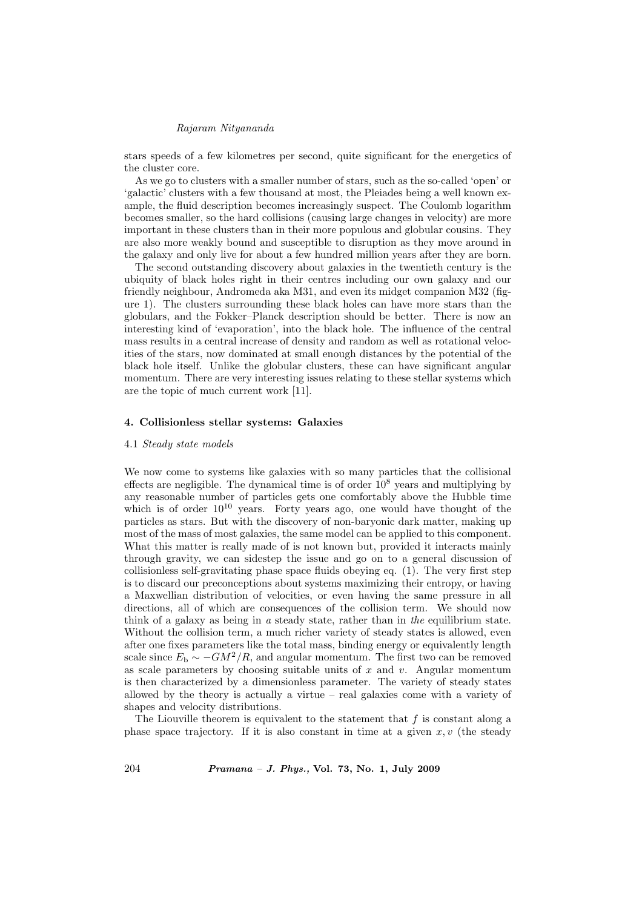stars speeds of a few kilometres per second, quite significant for the energetics of the cluster core.

As we go to clusters with a smaller number of stars, such as the so-called 'open' or 'galactic' clusters with a few thousand at most, the Pleiades being a well known example, the fluid description becomes increasingly suspect. The Coulomb logarithm becomes smaller, so the hard collisions (causing large changes in velocity) are more important in these clusters than in their more populous and globular cousins. They are also more weakly bound and susceptible to disruption as they move around in the galaxy and only live for about a few hundred million years after they are born.

The second outstanding discovery about galaxies in the twentieth century is the ubiquity of black holes right in their centres including our own galaxy and our friendly neighbour, Andromeda aka M31, and even its midget companion M32 (figure 1). The clusters surrounding these black holes can have more stars than the globulars, and the Fokker–Planck description should be better. There is now an interesting kind of 'evaporation', into the black hole. The influence of the central mass results in a central increase of density and random as well as rotational velocities of the stars, now dominated at small enough distances by the potential of the black hole itself. Unlike the globular clusters, these can have significant angular momentum. There are very interesting issues relating to these stellar systems which are the topic of much current work [11].

## 4. Collisionless stellar systems: Galaxies

### 4.1 *Steady state models*

We now come to systems like galaxies with so many particles that the collisional effects are negligible. The dynamical time is of order $10^8$ years and multiplying by any reasonable number of particles gets one comfortably above the Hubble time which is of order $10^{10}$ years. Forty years ago, one would have thought of the particles as stars. But with the discovery of non-baryonic dark matter, making up most of the mass of most galaxies, the same model can be applied to this component. What this matter is really made of is not known but, provided it interacts mainly through gravity, we can sidestep the issue and go on to a general discussion of collisionless self-gravitating phase space fluids obeying eq. (1). The very first step is to discard our preconceptions about systems maximizing their entropy, or having a Maxwellian distribution of velocities, or even having the same pressure in all directions, all of which are consequences of the collision term. We should now think of a galaxy as being in *a* steady state, rather than in *the* equilibrium state. Without the collision term, a much richer variety of steady states is allowed, even after one fixes parameters like the total mass, binding energy or equivalently length scale since $E_{\rm b} \sim -GM^2/R$, and angular momentum. The first two can be removed as scale parameters by choosing suitable units of $x$ and $v$. Angular momentum is then characterized by a dimensionless parameter. The variety of steady states allowed by the theory is actually a virtue – real galaxies come with a variety of shapes and velocity distributions.

The Liouville theorem is equivalent to the statement that $f$ is constant along a phase space trajectory. If it is also constant in time at a given $x, v$ (the steady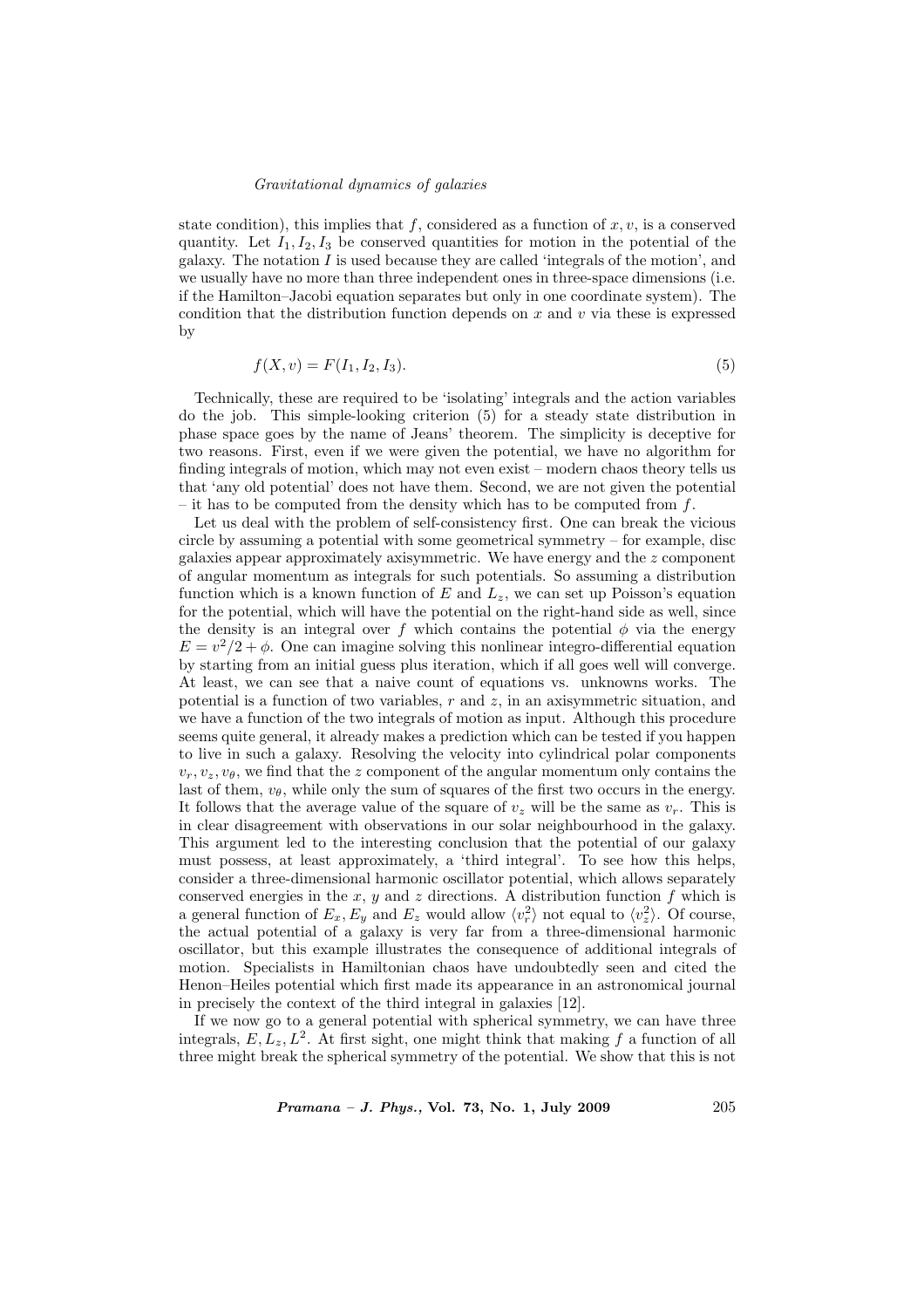state condition), this implies that $f$, considered as a function of $x, v$, is a conserved quantity. Let $I_1, I_2, I_3$ be conserved quantities for motion in the potential of the galaxy. The notation $I$ is used because they are called 'integrals of the motion', and we usually have no more than three independent ones in three-space dimensions (i.e. if the Hamilton–Jacobi equation separates but only in one coordinate system). The condition that the distribution function depends on $x$ and $v$ via these is expressed by

$$f(X, v) = F(I_1, I_2, I_3). \tag{5}$$

Technically, these are required to be 'isolating' integrals and the action variables do the job. This simple-looking criterion (5) for a steady state distribution in phase space goes by the name of Jeans' theorem. The simplicity is deceptive for two reasons. First, even if we were given the potential, we have no algorithm for finding integrals of motion, which may not even exist – modern chaos theory tells us that 'any old potential' does not have them. Second, we are not given the potential – it has to be computed from the density which has to be computed from $f$.

Let us deal with the problem of self-consistency first. One can break the vicious circle by assuming a potential with some geometrical symmetry – for example, disc galaxies appear approximately axisymmetric. We have energy and the $z$ component of angular momentum as integrals for such potentials. So assuming a distribution function which is a known function of $E$ and $L_z$, we can set up Poisson's equation for the potential, which will have the potential on the right-hand side as well, since the density is an integral over $f$ which contains the potential $\phi$ via the energy $E = v^2/2 + \phi$. One can imagine solving this nonlinear integro-differential equation by starting from an initial guess plus iteration, which if all goes well will converge. At least, we can see that a naive count of equations vs. unknowns works. The potential is a function of two variables, $r$ and $z$, in an axisymmetric situation, and we have a function of the two integrals of motion as input. Although this procedure seems quite general, it already makes a prediction which can be tested if you happen to live in such a galaxy. Resolving the velocity into cylindrical polar components $v_r, v_z, v_\theta$, we find that the $z$ component of the angular momentum only contains the last of them, $v_\theta$, while only the sum of squares of the first two occurs in the energy. It follows that the average value of the square of $v_z$ will be the same as $v_r$. This is in clear disagreement with observations in our solar neighbourhood in the galaxy. This argument led to the interesting conclusion that the potential of our galaxy must possess, at least approximately, a 'third integral'. To see how this helps, consider a three-dimensional harmonic oscillator potential, which allows separately conserved energies in the $x$, $y$ and $z$ directions. A distribution function $f$ which is a general function of $E_x, E_y$ and $E_z$ would allow $\langle v_r^2 \rangle$ not equal to $\langle v_z^2 \rangle$. Of course, the actual potential of a galaxy is very far from a three-dimensional harmonic oscillator, but this example illustrates the consequence of additional integrals of motion. Specialists in Hamiltonian chaos have undoubtedly seen and cited the Henon–Heiles potential which first made its appearance in an astronomical journal in precisely the context of the third integral in galaxies [12].

If we now go to a general potential with spherical symmetry, we can have three integrals, $E, L_z, L^2$. At first sight, one might think that making $f$ a function of all three might break the spherical symmetry of the potential. We show that this is not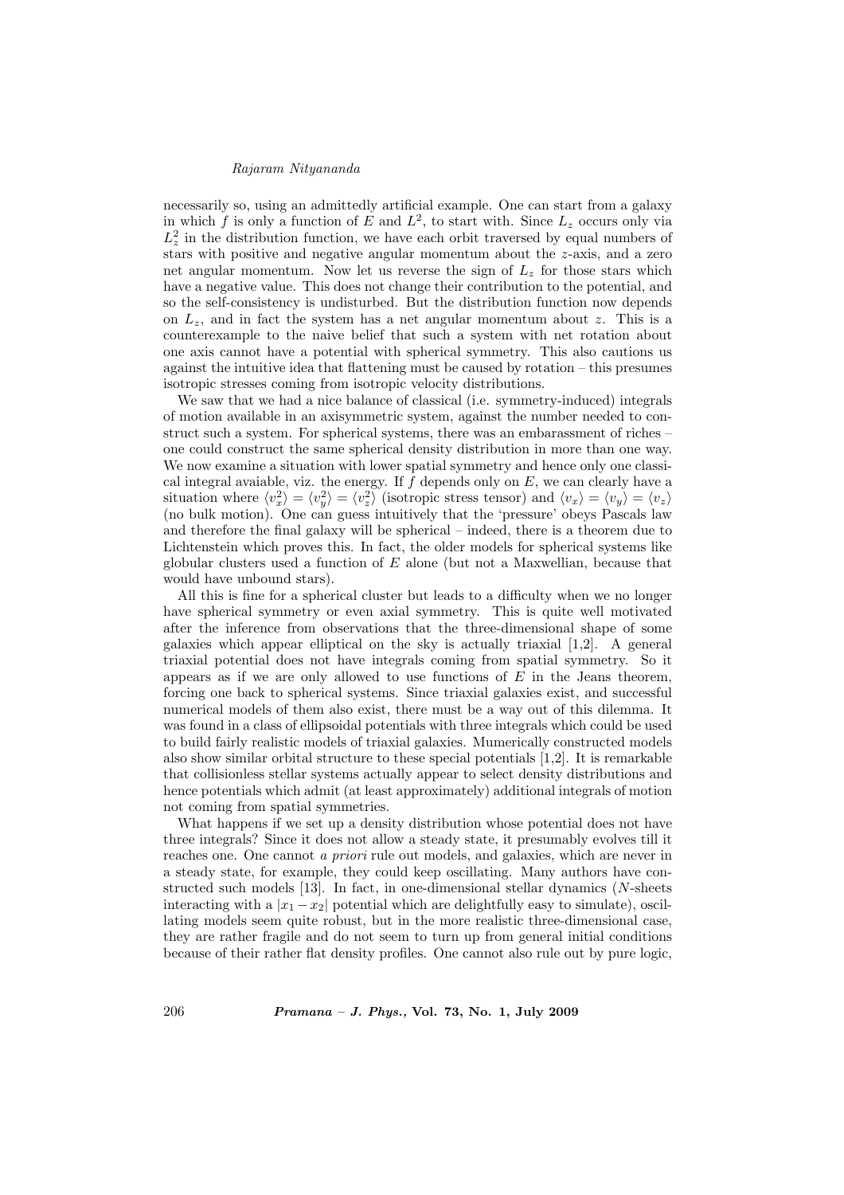necessarily so, using an admittedly artificial example. One can start from a galaxy in which $f$ is only a function of $E$ and $L^2$, to start with. Since $L_z$ occurs only via $L_z^2$ in the distribution function, we have each orbit traversed by equal numbers of stars with positive and negative angular momentum about the $z$-axis, and a zero net angular momentum. Now let us reverse the sign of $L_z$ for those stars which have a negative value. This does not change their contribution to the potential, and so the self-consistency is undisturbed. But the distribution function now depends on $L_z$, and in fact the system has a net angular momentum about $z$. This is a counterexample to the naive belief that such a system with net rotation about one axis cannot have a potential with spherical symmetry. This also cautions us against the intuitive idea that flattening must be caused by rotation – this presumes isotropic stresses coming from isotropic velocity distributions.

We saw that we had a nice balance of classical (i.e. symmetry-induced) integrals of motion available in an axisymmetric system, against the number needed to construct such a system. For spherical systems, there was an embarassment of riches – one could construct the same spherical density distribution in more than one way. We now examine a situation with lower spatial symmetry and hence only one classical integral avaiable, viz. the energy. If $f$ depends only on $E$, we can clearly have a situation where $\langle v_x^2\rangle = \langle v_y^2\rangle = \langle v_z^2\rangle$ (isotropic stress tensor) and $\langle v_x\rangle = \langle v_y\rangle = \langle v_z\rangle$ (no bulk motion). One can guess intuitively that the 'pressure' obeys Pascals law and therefore the final galaxy will be spherical – indeed, there is a theorem due to Lichtenstein which proves this. In fact, the older models for spherical systems like globular clusters used a function of $E$ alone (but not a Maxwellian, because that would have unbound stars).

All this is fine for a spherical cluster but leads to a difficulty when we no longer have spherical symmetry or even axial symmetry. This is quite well motivated after the inference from observations that the three-dimensional shape of some galaxies which appear elliptical on the sky is actually triaxial [1,2]. A general triaxial potential does not have integrals coming from spatial symmetry. So it appears as if we are only allowed to use functions of $E$ in the Jeans theorem, forcing one back to spherical systems. Since triaxial galaxies exist, and successful numerical models of them also exist, there must be a way out of this dilemma. It was found in a class of ellipsoidal potentials with three integrals which could be used to build fairly realistic models of triaxial galaxies. Mumerically constructed models also show similar orbital structure to these special potentials [1,2]. It is remarkable that collisionless stellar systems actually appear to select density distributions and hence potentials which admit (at least approximately) additional integrals of motion not coming from spatial symmetries.

What happens if we set up a density distribution whose potential does not have three integrals? Since it does not allow a steady state, it presumably evolves till it reaches one. One cannot *a priori* rule out models, and galaxies, which are never in a steady state, for example, they could keep oscillating. Many authors have constructed such models [13]. In fact, in one-dimensional stellar dynamics ($N$-sheets interacting with a $|x_1 - x_2|$ potential which are delightfully easy to simulate), oscillating models seem quite robust, but in the more realistic three-dimensional case, they are rather fragile and do not seem to turn up from general initial conditions because of their rather flat density profiles. One cannot also rule out by pure logic,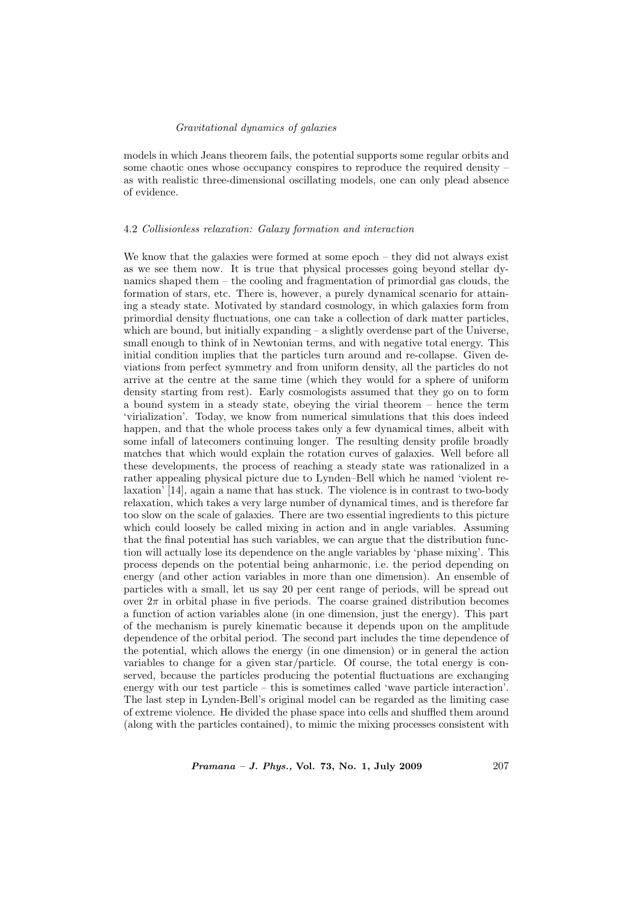models in which Jeans theorem fails, the potential supports some regular orbits and some chaotic ones whose occupancy conspires to reproduce the required density – as with realistic three-dimensional oscillating models, one can only plead absence of evidence.

### 4.2 *Collisionless relaxation: Galaxy formation and interaction*

We know that the galaxies were formed at some epoch – they did not always exist as we see them now. It is true that physical processes going beyond stellar dynamics shaped them – the cooling and fragmentation of primordial gas clouds, the formation of stars, etc. There is, however, a purely dynamical scenario for attaining a steady state. Motivated by standard cosmology, in which galaxies form from primordial density fluctuations, one can take a collection of dark matter particles, which are bound, but initially expanding – a slightly overdense part of the Universe, small enough to think of in Newtonian terms, and with negative total energy. This initial condition implies that the particles turn around and re-collapse. Given deviations from perfect symmetry and from uniform density, all the particles do not arrive at the centre at the same time (which they would for a sphere of uniform density starting from rest). Early cosmologists assumed that they go on to form a bound system in a steady state, obeying the virial theorem – hence the term 'virialization'. Today, we know from numerical simulations that this does indeed happen, and that the whole process takes only a few dynamical times, albeit with some infall of latecomers continuing longer. The resulting density profile broadly matches that which would explain the rotation curves of galaxies. Well before all these developments, the process of reaching a steady state was rationalized in a rather appealing physical picture due to Lynden–Bell which he named 'violent relaxation' [14], again a name that has stuck. The violence is in contrast to two-body relaxation, which takes a very large number of dynamical times, and is therefore far too slow on the scale of galaxies. There are two essential ingredients to this picture which could loosely be called mixing in action and in angle variables. Assuming that the final potential has such variables, we can argue that the distribution function will actually lose its dependence on the angle variables by 'phase mixing'. This process depends on the potential being anharmonic, i.e. the period depending on energy (and other action variables in more than one dimension). An ensemble of particles with a small, let us say 20 per cent range of periods, will be spread out over $2\pi$ in orbital phase in five periods. The coarse grained distribution becomes a function of action variables alone (in one dimension, just the energy). This part of the mechanism is purely kinematic because it depends upon on the amplitude dependence of the orbital period. The second part includes the time dependence of the potential, which allows the energy (in one dimension) or in general the action variables to change for a given star/particle. Of course, the total energy is conserved, because the particles producing the potential fluctuations are exchanging energy with our test particle – this is sometimes called 'wave particle interaction'. The last step in Lynden-Bell's original model can be regarded as the limiting case of extreme violence. He divided the phase space into cells and shuffled them around (along with the particles contained), to mimic the mixing processes consistent with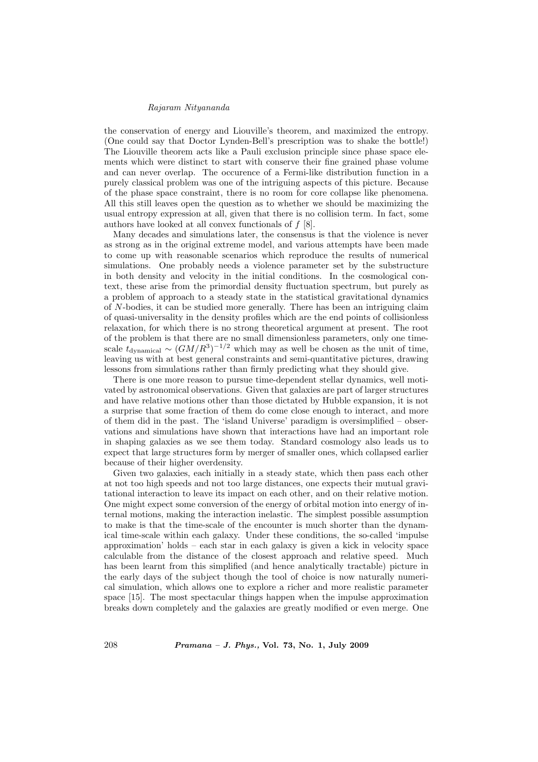the conservation of energy and Liouville's theorem, and maximized the entropy. (One could say that Doctor Lynden-Bell's prescription was to shake the bottle!) The Liouville theorem acts like a Pauli exclusion principle since phase space elements which were distinct to start with conserve their fine grained phase volume and can never overlap. The occurence of a Fermi-like distribution function in a purely classical problem was one of the intriguing aspects of this picture. Because of the phase space constraint, there is no room for core collapse like phenomena. All this still leaves open the question as to whether we should be maximizing the usual entropy expression at all, given that there is no collision term. In fact, some authors have looked at all convex functionals of $f$ [8].

Many decades and simulations later, the consensus is that the violence is never as strong as in the original extreme model, and various attempts have been made to come up with reasonable scenarios which reproduce the results of numerical simulations. One probably needs a violence parameter set by the substructure in both density and velocity in the initial conditions. In the cosmological context, these arise from the primordial density fluctuation spectrum, but purely as a problem of approach to a steady state in the statistical gravitational dynamics of $N$-bodies, it can be studied more generally. There has been an intriguing claim of quasi-universality in the density profiles which are the end points of collisionless relaxation, for which there is no strong theoretical argument at present. The root of the problem is that there are no small dimensionless parameters, only one time-scale $t_{\text{dynamical}} \sim (GM/R^3)^{-1/2}$ which may as well be chosen as the unit of time, leaving us with at best general constraints and semi-quantitative pictures, drawing lessons from simulations rather than firmly predicting what they should give.

There is one more reason to pursue time-dependent stellar dynamics, well motivated by astronomical observations. Given that galaxies are part of larger structures and have relative motions other than those dictated by Hubble expansion, it is not a surprise that some fraction of them do come close enough to interact, and more of them did in the past. The 'island Universe' paradigm is oversimplified – observations and simulations have shown that interactions have had an important role in shaping galaxies as we see them today. Standard cosmology also leads us to expect that large structures form by merger of smaller ones, which collapsed earlier because of their higher overdensity.

Given two galaxies, each initially in a steady state, which then pass each other at not too high speeds and not too large distances, one expects their mutual gravitational interaction to leave its impact on each other, and on their relative motion. One might expect some conversion of the energy of orbital motion into energy of internal motions, making the interaction inelastic. The simplest possible assumption to make is that the time-scale of the encounter is much shorter than the dynamical time-scale within each galaxy. Under these conditions, the so-called 'impulse approximation' holds – each star in each galaxy is given a kick in velocity space calculable from the distance of the closest approach and relative speed. Much has been learnt from this simplified (and hence analytically tractable) picture in the early days of the subject though the tool of choice is now naturally numerical simulation, which allows one to explore a richer and more realistic parameter space [15]. The most spectacular things happen when the impulse approximation breaks down completely and the galaxies are greatly modified or even merge. One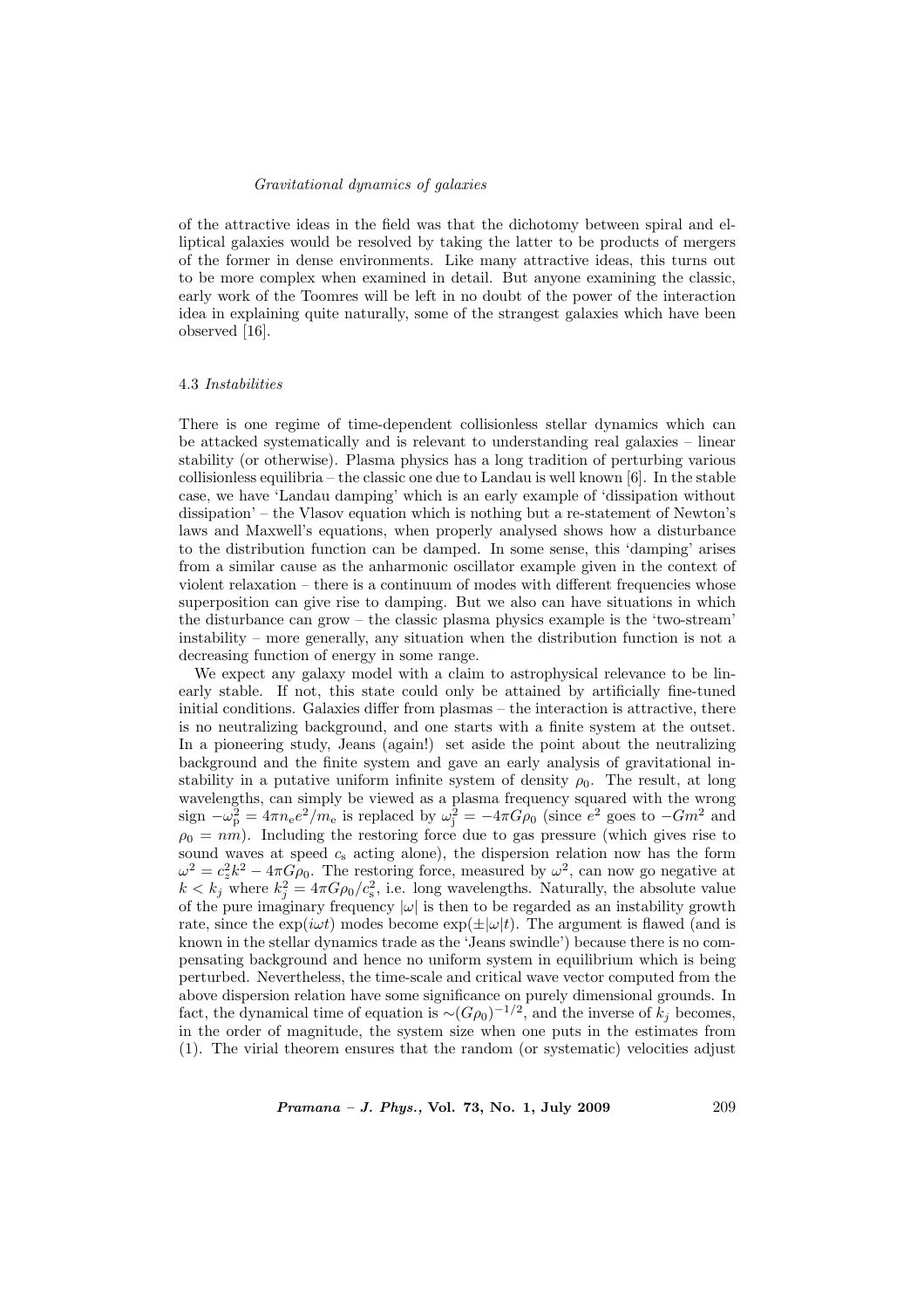of the attractive ideas in the field was that the dichotomy between spiral and elliptical galaxies would be resolved by taking the latter to be products of mergers of the former in dense environments. Like many attractive ideas, this turns out to be more complex when examined in detail. But anyone examining the classic, early work of the Toomres will be left in no doubt of the power of the interaction idea in explaining quite naturally, some of the strangest galaxies which have been observed [16].

### 4.3 *Instabilities*

There is one regime of time-dependent collisionless stellar dynamics which can be attacked systematically and is relevant to understanding real galaxies – linear stability (or otherwise). Plasma physics has a long tradition of perturbing various collisionless equilibria – the classic one due to Landau is well known [6]. In the stable case, we have 'Landau damping' which is an early example of 'dissipation without dissipation' – the Vlasov equation which is nothing but a re-statement of Newton's laws and Maxwell's equations, when properly analysed shows how a disturbance to the distribution function can be damped. In some sense, this 'damping' arises from a similar cause as the anharmonic oscillator example given in the context of violent relaxation – there is a continuum of modes with different frequencies whose superposition can give rise to damping. But we also can have situations in which the disturbance can grow – the classic plasma physics example is the 'two-stream' instability – more generally, any situation when the distribution function is not a decreasing function of energy in some range.

We expect any galaxy model with a claim to astrophysical relevance to be linearly stable. If not, this state could only be attained by artificially fine-tuned initial conditions. Galaxies differ from plasmas – the interaction is attractive, there is no neutralizing background, and one starts with a finite system at the outset. In a pioneering study, Jeans (again!) set aside the point about the neutralizing background and the finite system and gave an early analysis of gravitational instability in a putative uniform infinite system of density $\rho_0$. The result, at long wavelengths, can simply be viewed as a plasma frequency squared with the wrong sign $-\omega_{\mathrm{p}}^2 = 4\pi n_{\mathrm{e}} e^2/m_{\mathrm{e}}$ is replaced by $\omega_{\mathrm{j}}^2 = -4\pi G\rho_0$ (since $e^2$ goes to $-Gm^2$ and $\rho_0 = nm$). Including the restoring force due to gas pressure (which gives rise to sound waves at speed $c_{\mathrm{s}}$ acting alone), the dispersion relation now has the form $\omega^2 = c_{\mathrm{s}}^2 k^2 - 4\pi G\rho_0$. The restoring force, measured by $\omega^2$, can now go negative at $k < k_j$ where $k_j^2 = 4\pi G\rho_0/c_{\mathrm{s}}^2$, i.e. long wavelengths. Naturally, the absolute value of the pure imaginary frequency $|\omega|$ is then to be regarded as an instability growth rate, since the $\exp(i\omega t)$ modes become $\exp(\pm|\omega|t)$. The argument is flawed (and is known in the stellar dynamics trade as the 'Jeans swindle') because there is no compensating background and hence no uniform system in equilibrium which is being perturbed. Nevertheless, the time-scale and critical wave vector computed from the above dispersion relation have some significance on purely dimensional grounds. In fact, the dynamical time of equation is $\sim(G\rho_0)^{-1/2}$, and the inverse of $k_j$ becomes, in the order of magnitude, the system size when one puts in the estimates from (1). The virial theorem ensures that the random (or systematic) velocities adjust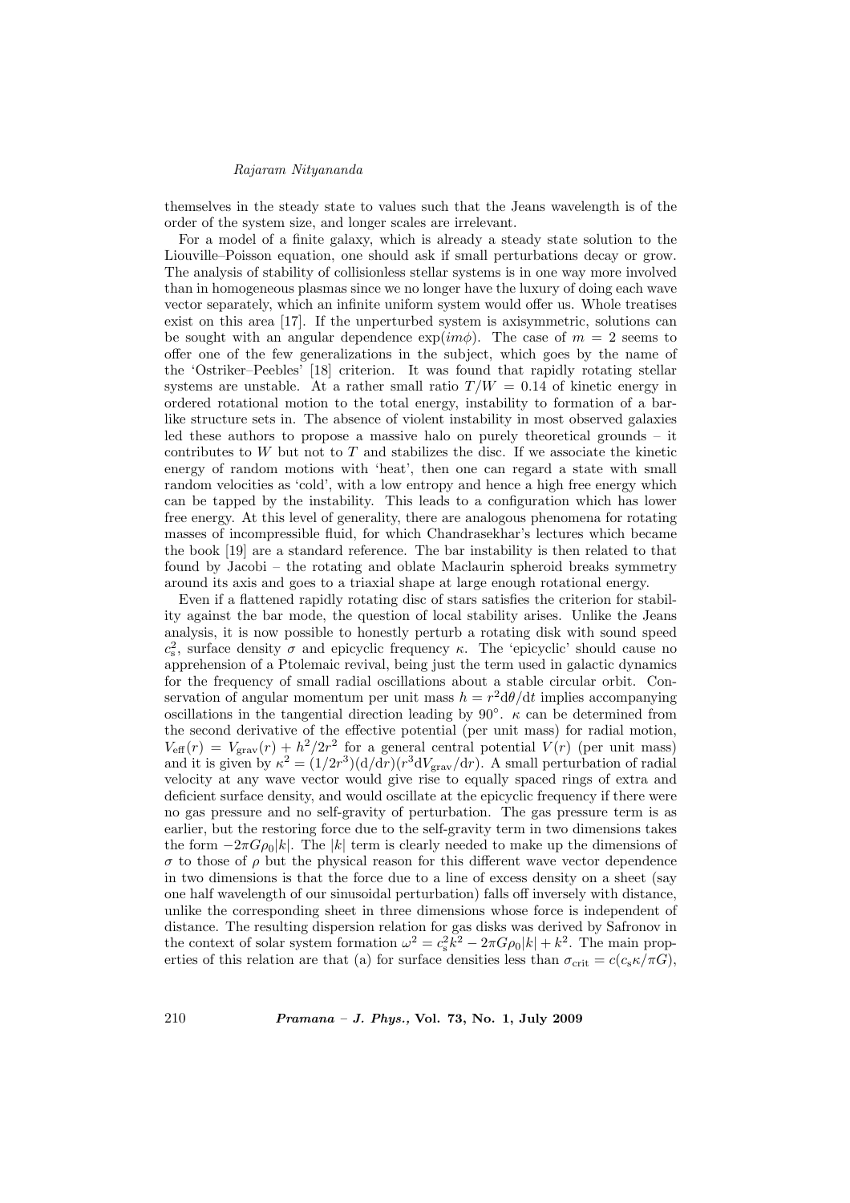themselves in the steady state to values such that the Jeans wavelength is of the order of the system size, and longer scales are irrelevant.

For a model of a finite galaxy, which is already a steady state solution to the Liouville–Poisson equation, one should ask if small perturbations decay or grow. The analysis of stability of collisionless stellar systems is in one way more involved than in homogeneous plasmas since we no longer have the luxury of doing each wave vector separately, which an infinite uniform system would offer us. Whole treatises exist on this area [17]. If the unperturbed system is axisymmetric, solutions can be sought with an angular dependence $\exp(im\phi)$. The case of $m = 2$ seems to offer one of the few generalizations in the subject, which goes by the name of the 'Ostriker–Peebles' [18] criterion. It was found that rapidly rotating stellar systems are unstable. At a rather small ratio $T/W = 0.14$ of kinetic energy in ordered rotational motion to the total energy, instability to formation of a bar-like structure sets in. The absence of violent instability in most observed galaxies led these authors to propose a massive halo on purely theoretical grounds – it contributes to $W$ but not to $T$ and stabilizes the disc. If we associate the kinetic energy of random motions with 'heat', then one can regard a state with small random velocities as 'cold', with a low entropy and hence a high free energy which can be tapped by the instability. This leads to a configuration which has lower free energy. At this level of generality, there are analogous phenomena for rotating masses of incompressible fluid, for which Chandrasekhar's lectures which became the book [19] are a standard reference. The bar instability is then related to that found by Jacobi – the rotating and oblate Maclaurin spheroid breaks symmetry around its axis and goes to a triaxial shape at large enough rotational energy.

Even if a flattened rapidly rotating disc of stars satisfies the criterion for stability against the bar mode, the question of local stability arises. Unlike the Jeans analysis, it is now possible to honestly perturb a rotating disk with sound speed $c_s^2$, surface density $\sigma$ and epicyclic frequency $\kappa$. The 'epicyclic' should cause no apprehension of a Ptolemaic revival, being just the term used in galactic dynamics for the frequency of small radial oscillations about a stable circular orbit. Conservation of angular momentum per unit mass $h = r^2 \mathrm{d}\theta/\mathrm{d}t$ implies accompanying oscillations in the tangential direction leading by 90°. $\kappa$ can be determined from the second derivative of the effective potential (per unit mass) for radial motion, $V_{\rm eff}(r) = V_{\rm grav}(r) + h^2/2r^2$ for a general central potential $V(r)$ (per unit mass) and it is given by $\kappa^2 = (1/2r^3)(\mathrm{d}/\mathrm{d}r)(r^3 \mathrm{d}V_{\rm grav}/\mathrm{d}r)$. A small perturbation of radial velocity at any wave vector would give rise to equally spaced rings of extra and deficient surface density, and would oscillate at the epicyclic frequency if there were no gas pressure and no self-gravity of perturbation. The gas pressure term is as earlier, but the restoring force due to the self-gravity term in two dimensions takes the form $-2\pi G\rho_0|k|$. The $|k|$ term is clearly needed to make up the dimensions of $\sigma$ to those of $\rho$ but the physical reason for this different wave vector dependence in two dimensions is that the force due to a line of excess density on a sheet (say one half wavelength of our sinusoidal perturbation) falls off inversely with distance, unlike the corresponding sheet in three dimensions whose force is independent of distance. The resulting dispersion relation for gas disks was derived by Safronov in the context of solar system formation $\omega^2 = c_s^2 k^2 - 2\pi G\rho_0|k| + k^2$. The main properties of this relation are that (a) for surface densities less than $\sigma_{\rm crit} = c(c_s\kappa/\pi G)$,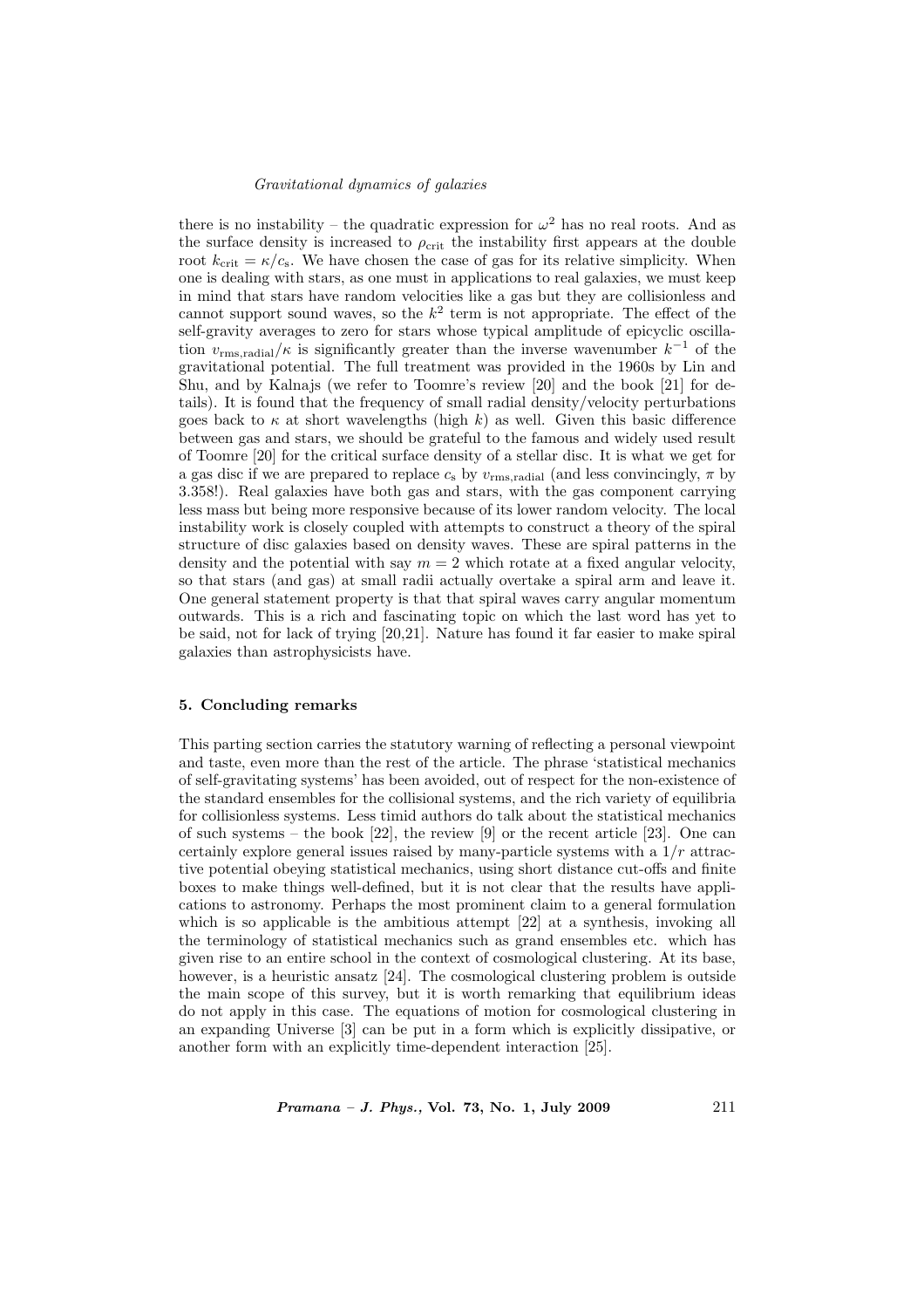there is no instability – the quadratic expression for $\omega^2$ has no real roots. And as the surface density is increased to $\rho_{\rm crit}$ the instability first appears at the double root $k_{\rm crit} = \kappa/c_{\rm s}$. We have chosen the case of gas for its relative simplicity. When one is dealing with stars, as one must in applications to real galaxies, we must keep in mind that stars have random velocities like a gas but they are collisionless and cannot support sound waves, so the $k^2$ term is not appropriate. The effect of the self-gravity averages to zero for stars whose typical amplitude of epicyclic oscillation $v_{\rm rms,radial}/\kappa$ is significantly greater than the inverse wavenumber $k^{-1}$ of the gravitational potential. The full treatment was provided in the 1960s by Lin and Shu, and by Kalnajs (we refer to Toomre's review [20] and the book [21] for details). It is found that the frequency of small radial density/velocity perturbations goes back to $\kappa$ at short wavelengths (high $k$) as well. Given this basic difference between gas and stars, we should be grateful to the famous and widely used result of Toomre [20] for the critical surface density of a stellar disc. It is what we get for a gas disc if we are prepared to replace $c_{\rm s}$ by $v_{\rm rms,radial}$ (and less convincingly, $\pi$ by 3.358!). Real galaxies have both gas and stars, with the gas component carrying less mass but being more responsive because of its lower random velocity. The local instability work is closely coupled with attempts to construct a theory of the spiral structure of disc galaxies based on density waves. These are spiral patterns in the density and the potential with say $m = 2$ which rotate at a fixed angular velocity, so that stars (and gas) at small radii actually overtake a spiral arm and leave it. One general statement property is that that spiral waves carry angular momentum outwards. This is a rich and fascinating topic on which the last word has yet to be said, not for lack of trying [20,21]. Nature has found it far easier to make spiral galaxies than astrophysicists have.

## 5. Concluding remarks

This parting section carries the statutory warning of reflecting a personal viewpoint and taste, even more than the rest of the article. The phrase 'statistical mechanics of self-gravitating systems' has been avoided, out of respect for the non-existence of the standard ensembles for the collisional systems, and the rich variety of equilibria for collisionless systems. Less timid authors do talk about the statistical mechanics of such systems – the book [22], the review [9] or the recent article [23]. One can certainly explore general issues raised by many-particle systems with a $1/r$ attractive potential obeying statistical mechanics, using short distance cut-offs and finite boxes to make things well-defined, but it is not clear that the results have applications to astronomy. Perhaps the most prominent claim to a general formulation which is so applicable is the ambitious attempt [22] at a synthesis, invoking all the terminology of statistical mechanics such as grand ensembles etc. which has given rise to an entire school in the context of cosmological clustering. At its base, however, is a heuristic ansatz [24]. The cosmological clustering problem is outside the main scope of this survey, but it is worth remarking that equilibrium ideas do not apply in this case. The equations of motion for cosmological clustering in an expanding Universe [3] can be put in a form which is explicitly dissipative, or another form with an explicitly time-dependent interaction [25].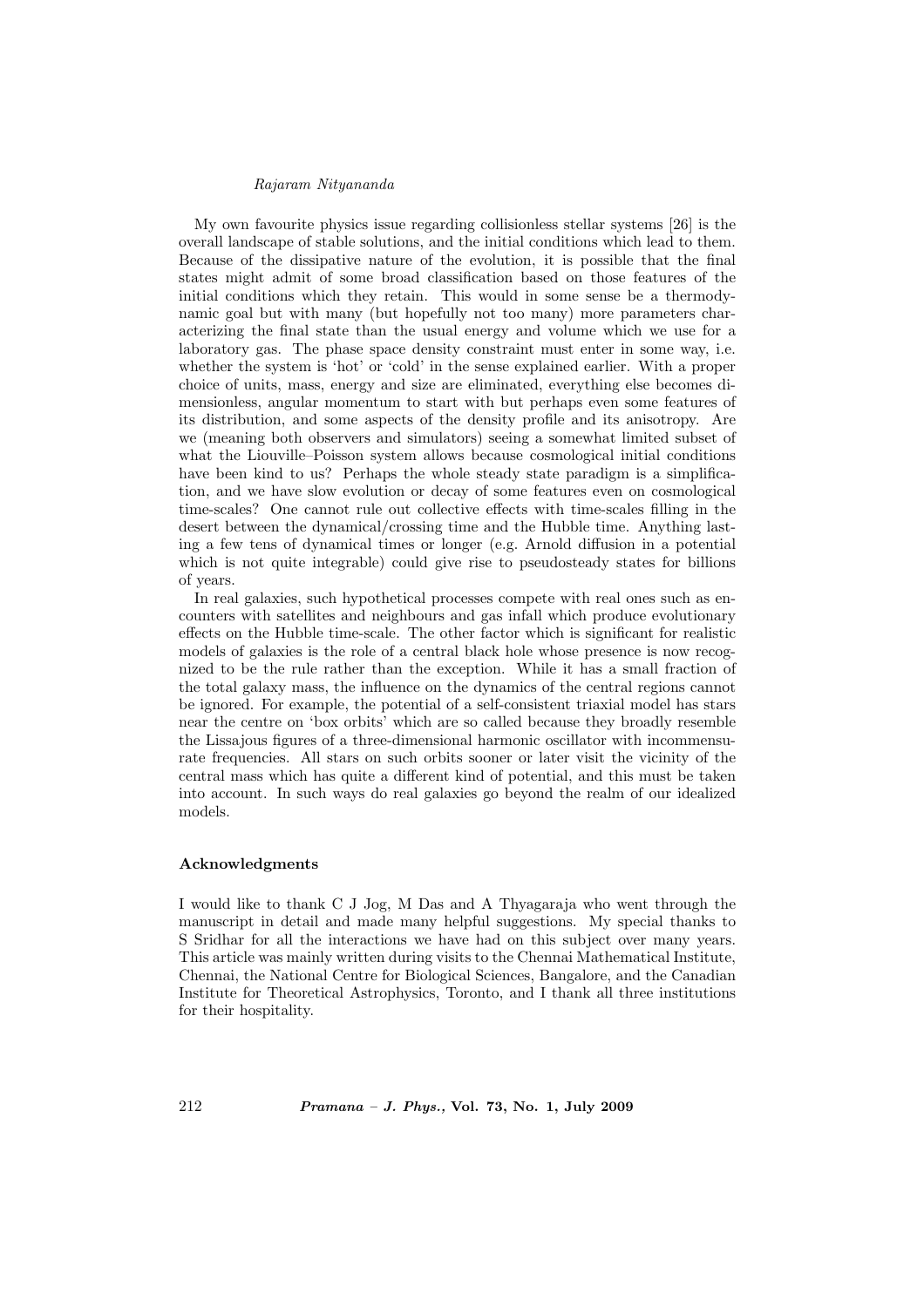My own favourite physics issue regarding collisionless stellar systems [26] is the overall landscape of stable solutions, and the initial conditions which lead to them. Because of the dissipative nature of the evolution, it is possible that the final states might admit of some broad classification based on those features of the initial conditions which they retain. This would in some sense be a thermodynamic goal but with many (but hopefully not too many) more parameters characterizing the final state than the usual energy and volume which we use for a laboratory gas. The phase space density constraint must enter in some way, i.e. whether the system is 'hot' or 'cold' in the sense explained earlier. With a proper choice of units, mass, energy and size are eliminated, everything else becomes dimensionless, angular momentum to start with but perhaps even some features of its distribution, and some aspects of the density profile and its anisotropy. Are we (meaning both observers and simulators) seeing a somewhat limited subset of what the Liouville–Poisson system allows because cosmological initial conditions have been kind to us? Perhaps the whole steady state paradigm is a simplification, and we have slow evolution or decay of some features even on cosmological time-scales? One cannot rule out collective effects with time-scales filling in the desert between the dynamical/crossing time and the Hubble time. Anything lasting a few tens of dynamical times or longer (e.g. Arnold diffusion in a potential which is not quite integrable) could give rise to pseudosteady states for billions of years.

In real galaxies, such hypothetical processes compete with real ones such as encounters with satellites and neighbours and gas infall which produce evolutionary effects on the Hubble time-scale. The other factor which is significant for realistic models of galaxies is the role of a central black hole whose presence is now recognized to be the rule rather than the exception. While it has a small fraction of the total galaxy mass, the influence on the dynamics of the central regions cannot be ignored. For example, the potential of a self-consistent triaxial model has stars near the centre on 'box orbits' which are so called because they broadly resemble the Lissajous figures of a three-dimensional harmonic oscillator with incommensurate frequencies. All stars on such orbits sooner or later visit the vicinity of the central mass which has quite a different kind of potential, and this must be taken into account. In such ways do real galaxies go beyond the realm of our idealized models.

### Acknowledgments

I would like to thank C J Jog, M Das and A Thyagaraja who went through the manuscript in detail and made many helpful suggestions. My special thanks to S Sridhar for all the interactions we have had on this subject over many years. This article was mainly written during visits to the Chennai Mathematical Institute, Chennai, the National Centre for Biological Sciences, Bangalore, and the Canadian Institute for Theoretical Astrophysics, Toronto, and I thank all three institutions for their hospitality.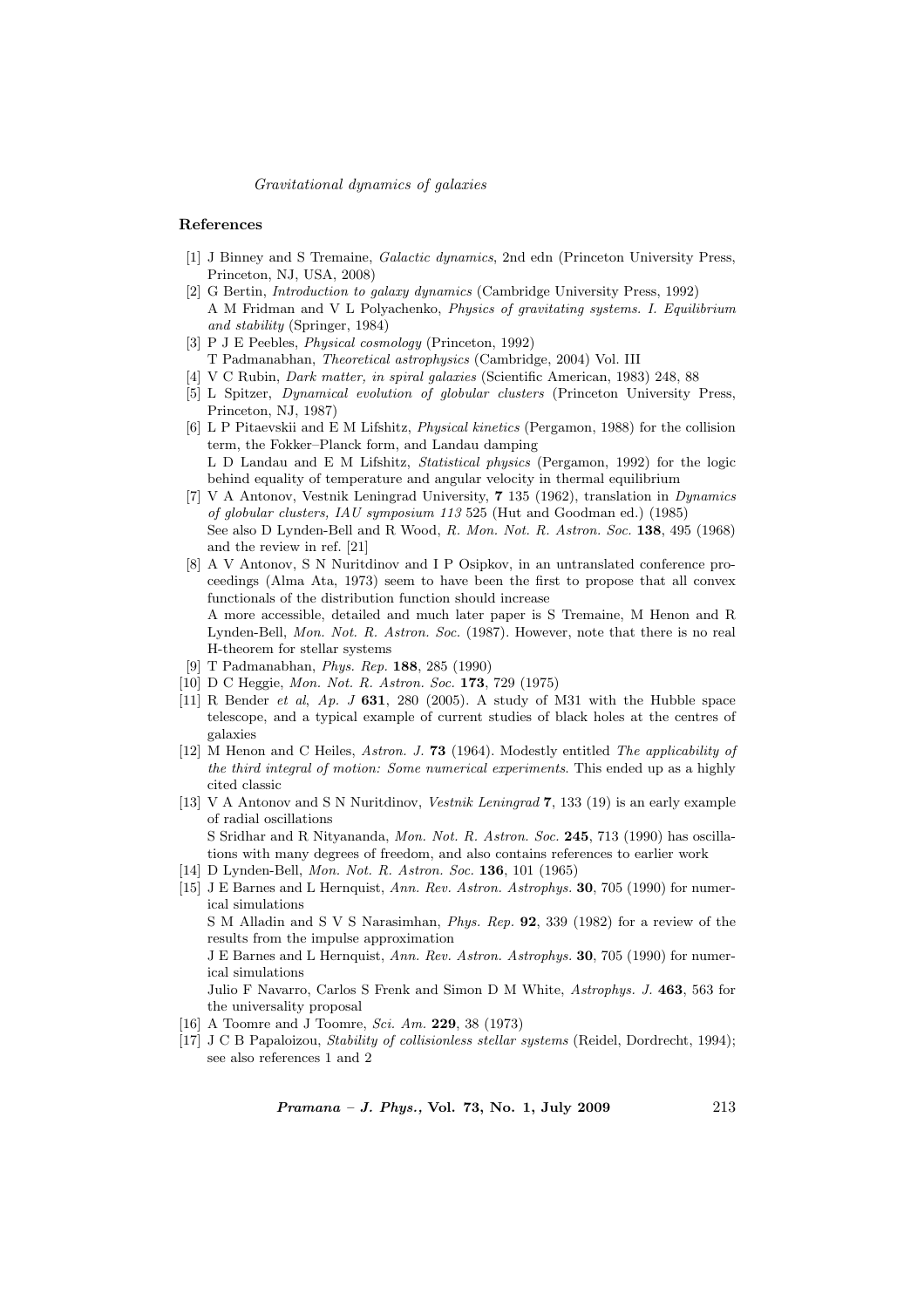## References

[1] J Binney and S Tremaine, *Galactic dynamics*, 2nd edn (Princeton University Press, Princeton, NJ, USA, 2008)

[2] G Bertin, *Introduction to galaxy dynamics* (Cambridge University Press, 1992)
A M Fridman and V L Polyachenko, *Physics of gravitating systems. I. Equilibrium and stability* (Springer, 1984)

[3] P J E Peebles, *Physical cosmology* (Princeton, 1992)
T Padmanabhan, *Theoretical astrophysics* (Cambridge, 2004) Vol. III

[4] V C Rubin, *Dark matter, in spiral galaxies* (Scientific American, 1983) 248, 88

[5] L Spitzer, *Dynamical evolution of globular clusters* (Princeton University Press, Princeton, NJ, 1987)

[6] L P Pitaevskii and E M Lifshitz, *Physical kinetics* (Pergamon, 1988) for the collision term, the Fokker–Planck form, and Landau damping
L D Landau and E M Lifshitz, *Statistical physics* (Pergamon, 1992) for the logic behind equality of temperature and angular velocity in thermal equilibrium

[7] V A Antonov, Vestnik Leningrad University, **7** 135 (1962), translation in *Dynamics of globular clusters, IAU symposium 113* 525 (Hut and Goodman ed.) (1985)
See also D Lynden-Bell and R Wood, *R. Mon. Not. R. Astron. Soc.* **138**, 495 (1968) and the review in ref. [21]

[8] A V Antonov, S N Nuritdinov and I P Osipkov, in an untranslated conference proceedings (Alma Ata, 1973) seem to have been the first to propose that all convex functionals of the distribution function should increase
A more accessible, detailed and much later paper is S Tremaine, M Henon and R Lynden-Bell, *Mon. Not. R. Astron. Soc.* (1987). However, note that there is no real H-theorem for stellar systems

[9] T Padmanabhan, *Phys. Rep.* **188**, 285 (1990)

[10] D C Heggie, *Mon. Not. R. Astron. Soc.* **173**, 729 (1975)

[11] R Bender *et al*, *Ap. J* **631**, 280 (2005). A study of M31 with the Hubble space telescope, and a typical example of current studies of black holes at the centres of galaxies

[12] M Henon and C Heiles, *Astron. J.* **73** (1964). Modestly entitled *The applicability of the third integral of motion: Some numerical experiments*. This ended up as a highly cited classic

[13] V A Antonov and S N Nuritdinov, *Vestnik Leningrad* **7**, 133 (19) is an early example of radial oscillations
S Sridhar and R Nityananda, *Mon. Not. R. Astron. Soc.* **245**, 713 (1990) has oscillations with many degrees of freedom, and also contains references to earlier work

[14] D Lynden-Bell, *Mon. Not. R. Astron. Soc.* **136**, 101 (1965)

[15] J E Barnes and L Hernquist, *Ann. Rev. Astron. Astrophys.* **30**, 705 (1990) for numerical simulations
S M Alladin and S V S Narasimhan, *Phys. Rep.* **92**, 339 (1982) for a review of the results from the impulse approximation
J E Barnes and L Hernquist, *Ann. Rev. Astron. Astrophys.* **30**, 705 (1990) for numerical simulations
Julio F Navarro, Carlos S Frenk and Simon D M White, *Astrophys. J.* **463**, 563 for the universality proposal

[16] A Toomre and J Toomre, *Sci. Am.* **229**, 38 (1973)

[17] J C B Papaloizou, *Stability of collisionless stellar systems* (Reidel, Dordrecht, 1994); see also references 1 and 2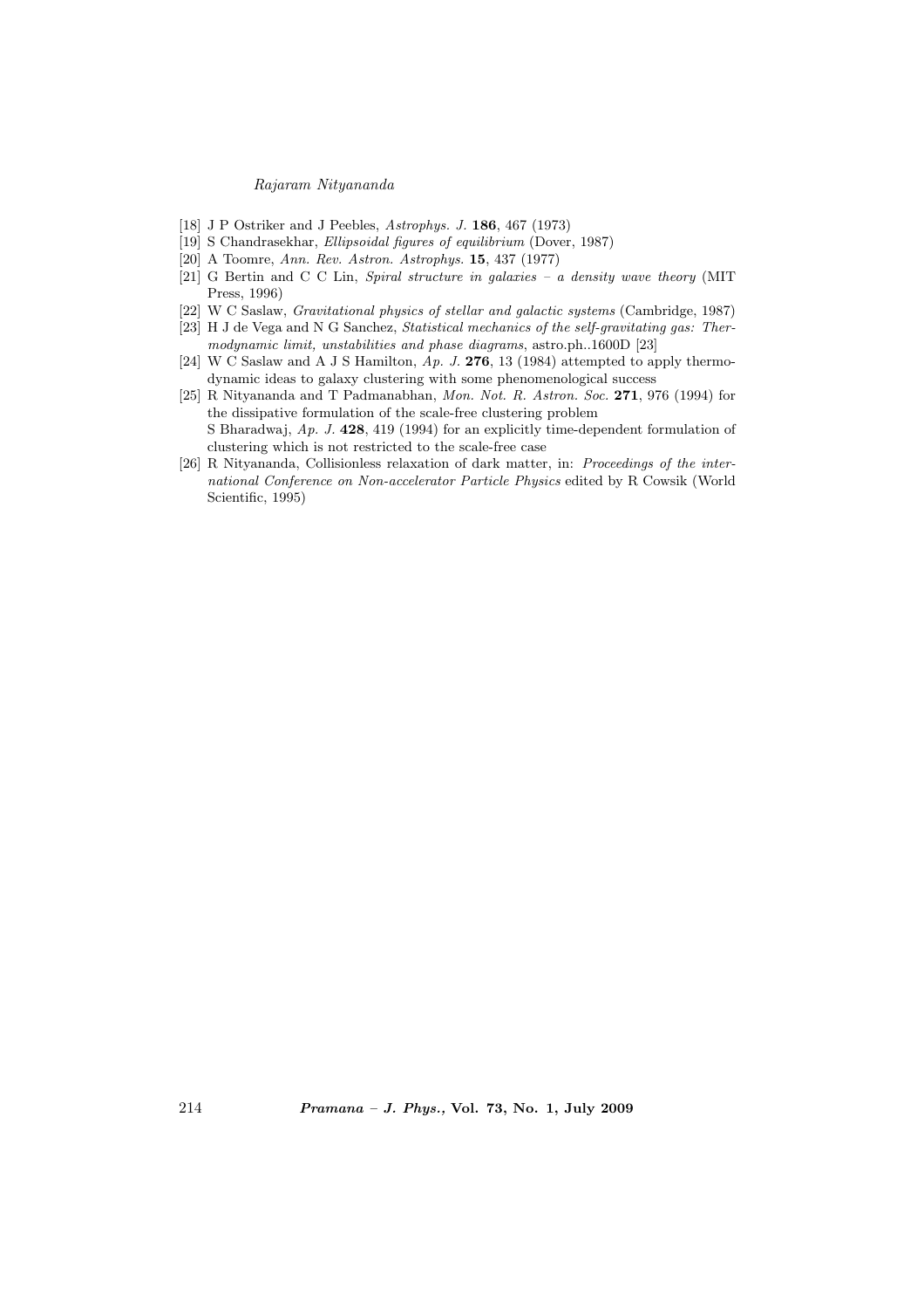[18] J P Ostriker and J Peebles, *Astrophys. J.* **186**, 467 (1973)

[19] S Chandrasekhar, *Ellipsoidal figures of equilibrium* (Dover, 1987)

[20] A Toomre, *Ann. Rev. Astron. Astrophys.* **15**, 437 (1977)

[21] G Bertin and C C Lin, *Spiral structure in galaxies – a density wave theory* (MIT Press, 1996)

[22] W C Saslaw, *Gravitational physics of stellar and galactic systems* (Cambridge, 1987)

[23] H J de Vega and N G Sanchez, *Statistical mechanics of the self-gravitating gas: Thermodynamic limit, unstabilities and phase diagrams*, astro.ph..1600D [23]

[24] W C Saslaw and A J S Hamilton, *Ap. J.* **276**, 13 (1984) attempted to apply thermodynamic ideas to galaxy clustering with some phenomenological success

[25] R Nityananda and T Padmanabhan, *Mon. Not. R. Astron. Soc.* **271**, 976 (1994) for the dissipative formulation of the scale-free clustering problem
S Bharadwaj, *Ap. J.* **428**, 419 (1994) for an explicitly time-dependent formulation of clustering which is not restricted to the scale-free case

[26] R Nityananda, Collisionless relaxation of dark matter, in: *Proceedings of the international Conference on Non-accelerator Particle Physics* edited by R Cowsik (World Scientific, 1995)